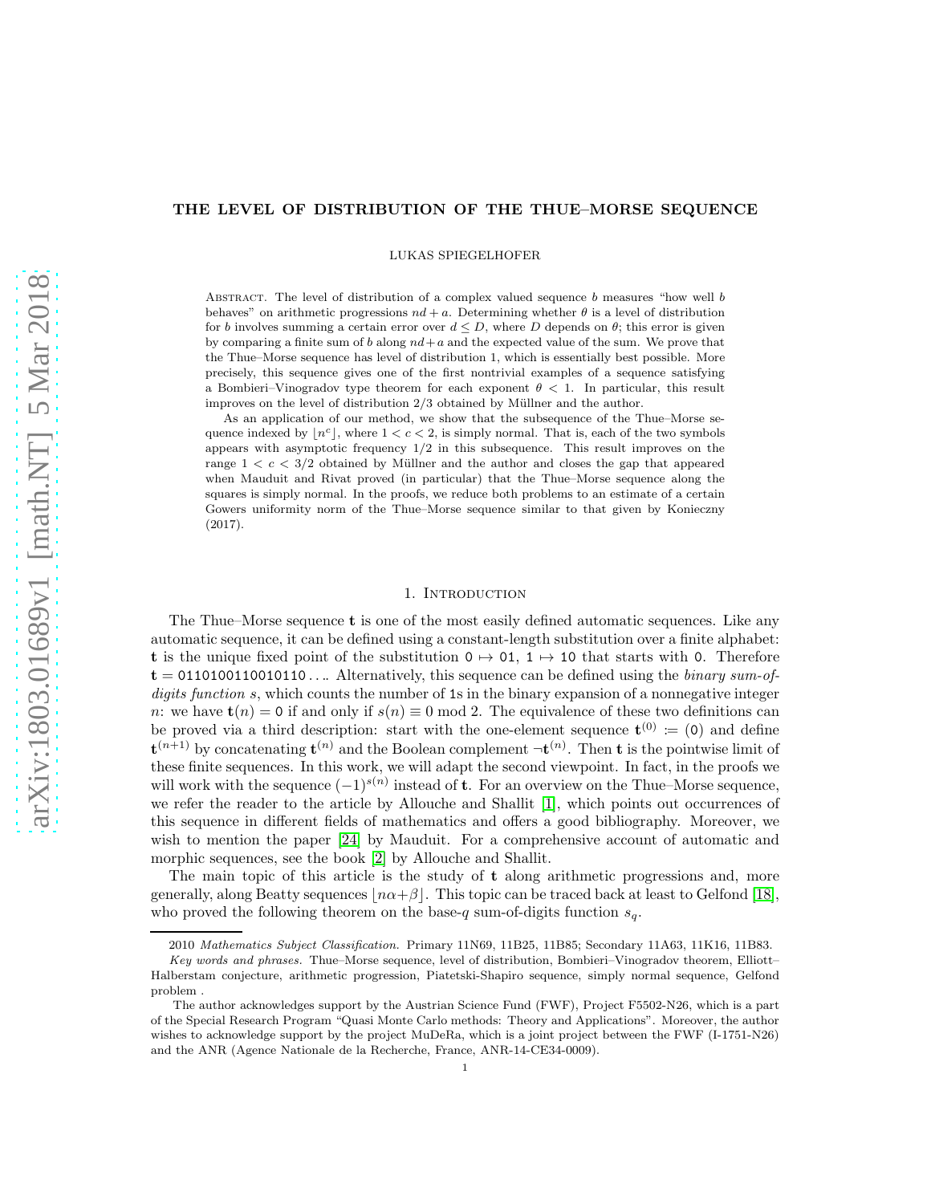# THE LEVEL OF DISTRIBUTION OF THE THUE–MORSE SEQUENCE

LUKAS SPIEGELHOFER

Abstract. The level of distribution of a complex valued sequence $b$ measures "how well $b$ behaves" on arithmetic progressions $nd+a$. Determining whether $\theta$ is a level of distribution for $b$ involves summing a certain error over $d \le D$, where $D$ depends on $\theta$; this error is given by comparing a finite sum of $b$ along $nd+a$ and the expected value of the sum. We prove that the Thue–Morse sequence has level of distribution 1, which is essentially best possible. More precisely, this sequence gives one of the first nontrivial examples of a sequence satisfying a Bombieri–Vinogradov type theorem for each exponent $\theta < 1$. In particular, this result improves on the level of distribution $2/3$ obtained by Müllner and the author.

As an application of our method, we show that the subsequence of the Thue–Morse sequence indexed by $\lfloor n^c \rfloor$, where $1 < c < 2$, is simply normal. That is, each of the two symbols appears with asymptotic frequency $1/2$ in this subsequence. This result improves on the range $1 < c < 3/2$ obtained by Müllner and the author and closes the gap that appeared when Mauduit and Rivat proved (in particular) that the Thue–Morse sequence along the squares is simply normal. In the proofs, we reduce both problems to an estimate of a certain Gowers uniformity norm of the Thue–Morse sequence similar to that given by Konieczny (2017).

## 1. Introduction

The Thue–Morse sequence $\mathbf{t}$ is one of the most easily defined automatic sequences. Like any automatic sequence, it can be defined using a constant-length substitution over a finite alphabet: $\mathbf{t}$ is the unique fixed point of the substitution $0 \mapsto 01$, $1 \mapsto 10$ that starts with $0$. Therefore $\mathbf{t} = 0110100110010110\ldots$. Alternatively, this sequence can be defined using the *binary sum-of-digits function* $s$, which counts the number of 1s in the binary expansion of a nonnegative integer $n$: we have $\mathbf{t}(n) = 0$ if and only if $s(n) \equiv 0 \bmod 2$. The equivalence of these two definitions can be proved via a third description: start with the one-element sequence $\mathbf{t}^{(0)} := (0)$ and define $\mathbf{t}^{(n+1)}$ by concatenating $\mathbf{t}^{(n)}$ and the Boolean complement $\neg\mathbf{t}^{(n)}$. Then $\mathbf{t}$ is the pointwise limit of these finite sequences. In this work, we will adapt the second viewpoint. In fact, in the proofs we will work with the sequence $(-1)^{s(n)}$ instead of $\mathbf{t}$. For an overview on the Thue–Morse sequence, we refer the reader to the article by Allouche and Shallit [1], which points out occurrences of this sequence in different fields of mathematics and offers a good bibliography. Moreover, we wish to mention the paper [24] by Mauduit. For a comprehensive account of automatic and morphic sequences, see the book [2] by Allouche and Shallit.

The main topic of this article is the study of $\mathbf{t}$ along arithmetic progressions and, more generally, along Beatty sequences $\lfloor n\alpha+\beta \rfloor$. This topic can be traced back at least to Gelfond [18], who proved the following theorem on the base-$q$ sum-of-digits function $s_q$.

2010 *Mathematics Subject Classification.* Primary 11N69, 11B25, 11B85; Secondary 11A63, 11K16, 11B83.

*Key words and phrases.* Thue–Morse sequence, level of distribution, Bombieri–Vinogradov theorem, Elliott–Halberstam conjecture, arithmetic progression, Piatetski-Shapiro sequence, simply normal sequence, Gelfond problem .

The author acknowledges support by the Austrian Science Fund (FWF), Project F5502-N26, which is a part of the Special Research Program "Quasi Monte Carlo methods: Theory and Applications". Moreover, the author wishes to acknowledge support by the project MuDeRa, which is a joint project between the FWF (I-1751-N26) and the ANR (Agence Nationale de la Recherche, France, ANR-14-CE34-0009).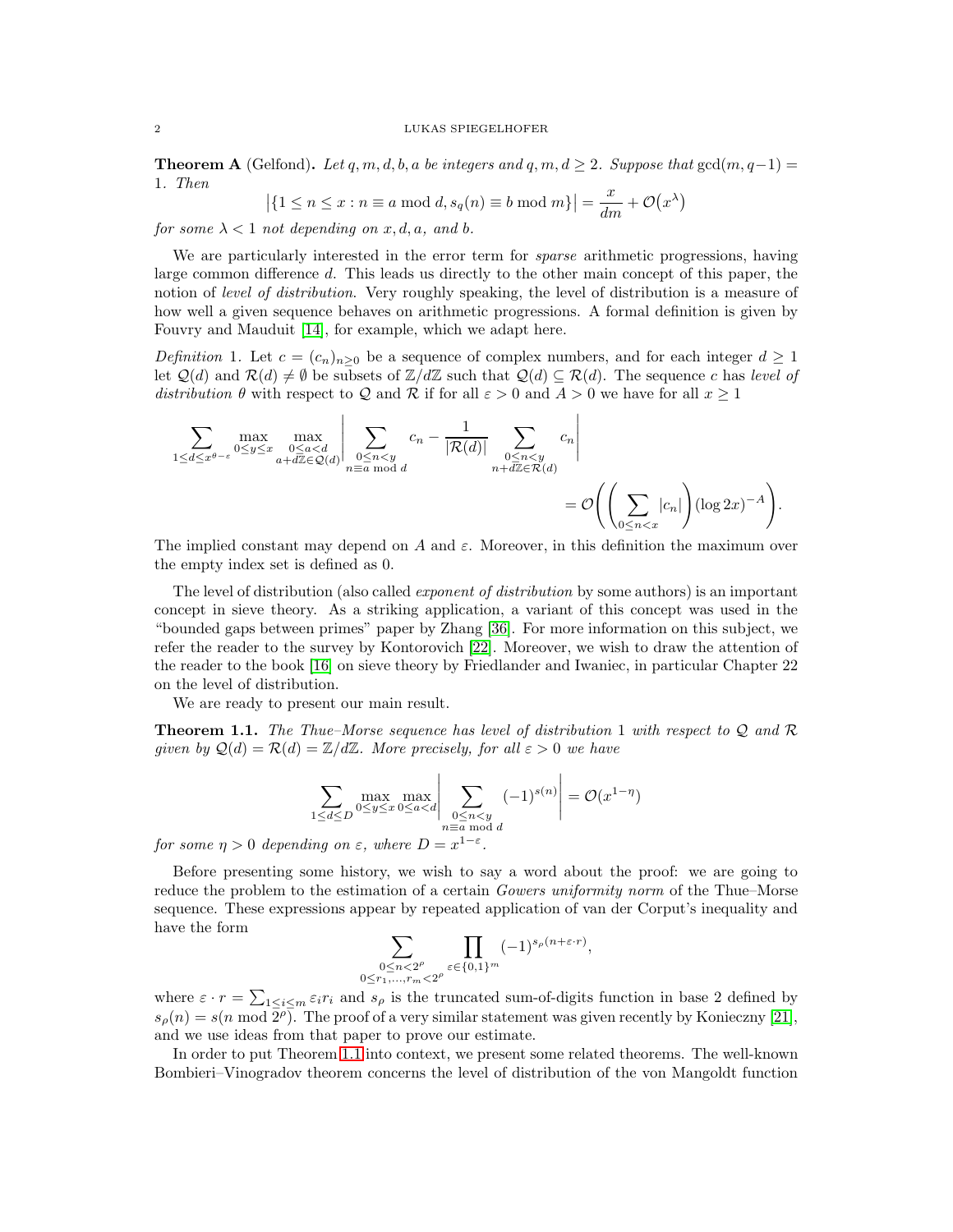**Theorem A** (Gelfond)**.** *Let $q, m, d, b, a$ be integers and $q, m, d \geq 2$. Suppose that $\gcd(m, q-1) = 1$. Then*

$$\left|\{1 \leq n \leq x : n \equiv a \bmod d, s_q(n) \equiv b \bmod m\}\right| = \frac{x}{dm} + \mathcal{O}\big(x^\lambda\big)$$

*for some $\lambda < 1$ not depending on $x, d, a,$ and $b$.*

We are particularly interested in the error term for *sparse* arithmetic progressions, having large common difference $d$. This leads us directly to the other main concept of this paper, the notion of *level of distribution*. Very roughly speaking, the level of distribution is a measure of how well a given sequence behaves on arithmetic progressions. A formal definition is given by Fouvry and Mauduit [14], for example, which we adapt here.

*Definition* 1. Let $c = (c_n)_{n \geq 0}$ be a sequence of complex numbers, and for each integer $d \geq 1$ let $\mathcal{Q}(d)$ and $\mathcal{R}(d) \neq \emptyset$ be subsets of $\mathbb{Z}/d\mathbb{Z}$ such that $\mathcal{Q}(d) \subseteq \mathcal{R}(d)$. The sequence $c$ has *level of distribution* $\theta$ with respect to $\mathcal{Q}$ and $\mathcal{R}$ if for all $\varepsilon > 0$ and $A > 0$ we have for all $x \geq 1$

$$\sum_{1 \leq d \leq x^{\theta - \varepsilon}} \max_{0 \leq y \leq x} \max_{\substack{0 \leq a < d \\ a + d\mathbb{Z} \in \mathcal{Q}(d)}} \left| \sum_{\substack{0 \leq n < y \\ n \equiv a \bmod d}} c_n - \frac{1}{|\mathcal{R}(d)|} \sum_{\substack{0 \leq n < y \\ n + d\mathbb{Z} \in \mathcal{R}(d)}} c_n \right| = \mathcal{O}\left( \left( \sum_{0 \leq n < x} |c_n| \right) (\log 2x)^{-A} \right).$$

The implied constant may depend on $A$ and $\varepsilon$. Moreover, in this definition the maximum over the empty index set is defined as 0.

The level of distribution (also called *exponent of distribution* by some authors) is an important concept in sieve theory. As a striking application, a variant of this concept was used in the "bounded gaps between primes" paper by Zhang [36]. For more information on this subject, we refer the reader to the survey by Kontorovich [22]. Moreover, we wish to draw the attention of the reader to the book [16] on sieve theory by Friedlander and Iwaniec, in particular Chapter 22 on the level of distribution.

We are ready to present our main result.

**Theorem 1.1.** *The Thue–Morse sequence has level of distribution* 1 *with respect to $\mathcal{Q}$ and $\mathcal{R}$ given by $\mathcal{Q}(d) = \mathcal{R}(d) = \mathbb{Z}/d\mathbb{Z}$. More precisely, for all $\varepsilon > 0$ we have*

$$\sum_{1 \leq d \leq D} \max_{0 \leq y \leq x} \max_{0 \leq a < d} \left| \sum_{\substack{0 \leq n < y \\ n \equiv a \bmod d}} (-1)^{s(n)} \right| = \mathcal{O}(x^{1-\eta})$$

*for some $\eta > 0$ depending on $\varepsilon$, where $D = x^{1-\varepsilon}$.*

Before presenting some history, we wish to say a word about the proof: we are going to reduce the problem to the estimation of a certain *Gowers uniformity norm* of the Thue–Morse sequence. These expressions appear by repeated application of van der Corput's inequality and have the form

$$\sum_{\substack{0 \leq n < 2^\rho \\ 0 \leq r_1, \ldots, r_m < 2^\rho}} \prod_{\varepsilon \in \{0,1\}^m} (-1)^{s_\rho(n + \varepsilon \cdot r)},$$

where $\varepsilon \cdot r = \sum_{1 \leq i \leq m} \varepsilon_i r_i$ and $s_\rho$ is the truncated sum-of-digits function in base 2 defined by $s_\rho(n) = s(n \bmod 2^\rho)$. The proof of a very similar statement was given recently by Konieczny [21], and we use ideas from that paper to prove our estimate.

In order to put Theorem 1.1 into context, we present some related theorems. The well-known Bombieri–Vinogradov theorem concerns the level of distribution of the von Mangoldt function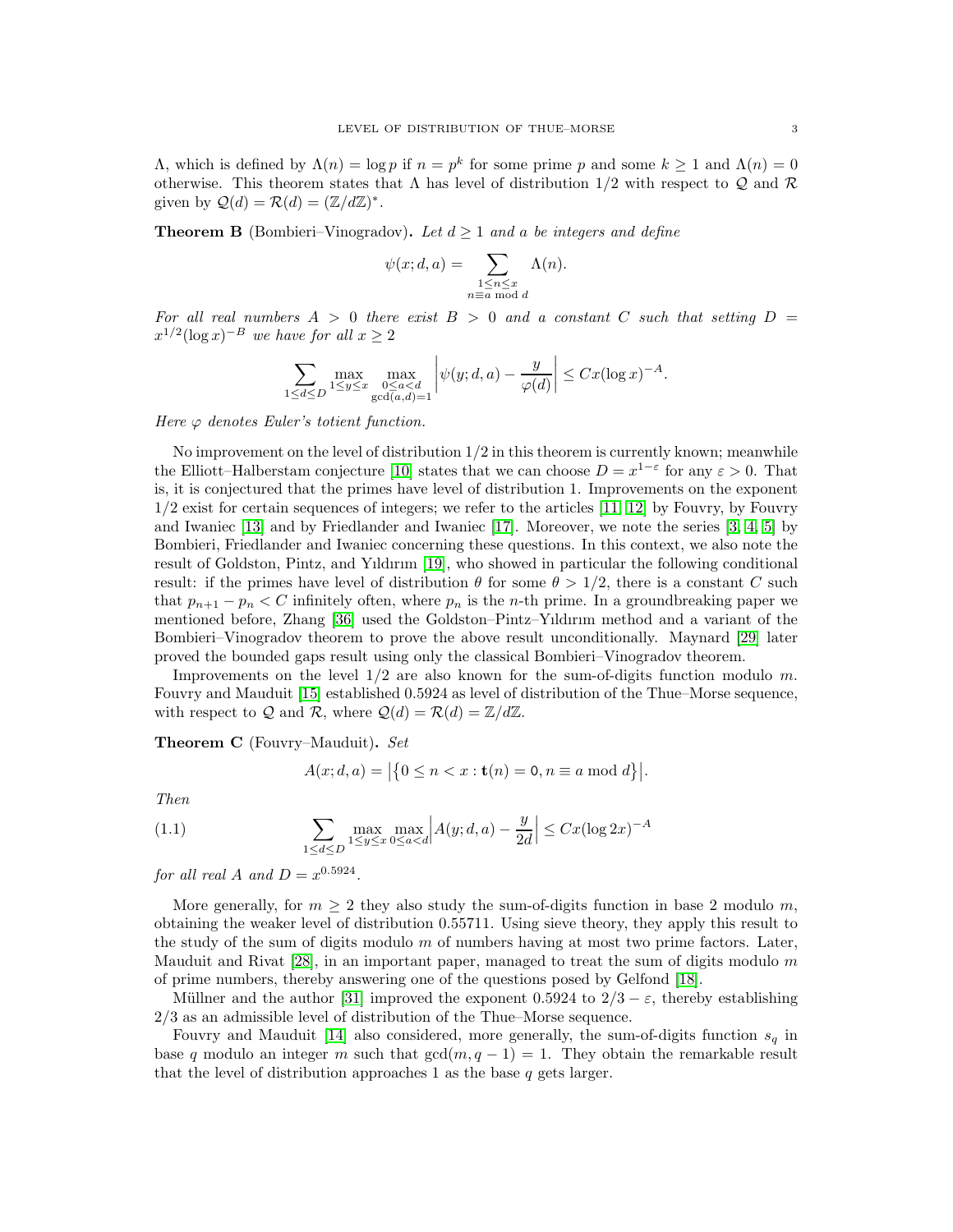$\Lambda$, which is defined by $\Lambda(n) = \log p$ if $n = p^k$ for some prime $p$ and some $k \geq 1$ and $\Lambda(n) = 0$ otherwise. This theorem states that $\Lambda$ has level of distribution $1/2$ with respect to $\mathcal{Q}$ and $\mathcal{R}$ given by $\mathcal{Q}(d) = \mathcal{R}(d) = (\mathbb{Z}/d\mathbb{Z})^*$.

**Theorem B** (Bombieri–Vinogradov)**.** *Let $d \geq 1$ and $a$ be integers and define*

$$\psi(x; d, a) = \sum_{\substack{1 \leq n \leq x \\ n \equiv a \bmod d}} \Lambda(n).$$

*For all real numbers $A > 0$ there exist $B > 0$ and a constant $C$ such that setting $D = x^{1/2}(\log x)^{-B}$ we have for all $x \geq 2$*

$$\sum_{1 \leq d \leq D} \max_{1 \leq y \leq x} \max_{\substack{0 \leq a < d \\ \gcd(a,d)=1}} \left| \psi(y; d, a) - \frac{y}{\varphi(d)} \right| \leq Cx(\log x)^{-A}.$$

*Here $\varphi$ denotes Euler's totient function.*

No improvement on the level of distribution $1/2$ in this theorem is currently known; meanwhile the Elliott–Halberstam conjecture [10] states that we can choose $D = x^{1-\varepsilon}$ for any $\varepsilon > 0$. That is, it is conjectured that the primes have level of distribution 1. Improvements on the exponent $1/2$ exist for certain sequences of integers; we refer to the articles [11, 12] by Fouvry, by Fouvry and Iwaniec [13] and by Friedlander and Iwaniec [17]. Moreover, we note the series [3, 4, 5] by Bombieri, Friedlander and Iwaniec concerning these questions. In this context, we also note the result of Goldston, Pintz, and Yıldırım [19], who showed in particular the following conditional result: if the primes have level of distribution $\theta$ for some $\theta > 1/2$, there is a constant $C$ such that $p_{n+1} - p_n < C$ infinitely often, where $p_n$ is the $n$-th prime. In a groundbreaking paper we mentioned before, Zhang [36] used the Goldston–Pintz–Yıldırım method and a variant of the Bombieri–Vinogradov theorem to prove the above result unconditionally. Maynard [29] later proved the bounded gaps result using only the classical Bombieri–Vinogradov theorem.

Improvements on the level $1/2$ are also known for the sum-of-digits function modulo $m$. Fouvry and Mauduit [15] established 0.5924 as level of distribution of the Thue–Morse sequence, with respect to $\mathcal{Q}$ and $\mathcal{R}$, where $\mathcal{Q}(d) = \mathcal{R}(d) = \mathbb{Z}/d\mathbb{Z}$.

**Theorem C** (Fouvry–Mauduit)**.** *Set*

$$A(x; d, a) = \left|\left\{0 \leq n < x : \mathbf{t}(n) = \mathtt{0}, n \equiv a \bmod d\right\}\right|.$$

*Then*

$$\sum_{1 \leq d \leq D} \max_{1 \leq y \leq x} \max_{0 \leq a < d} \left| A(y; d, a) - \frac{y}{2d} \right| \leq Cx(\log 2x)^{-A} \tag{1.1}$$

*for all real $A$ and $D = x^{0.5924}$.*

More generally, for $m \geq 2$ they also study the sum-of-digits function in base 2 modulo $m$, obtaining the weaker level of distribution 0.55711. Using sieve theory, they apply this result to the study of the sum of digits modulo $m$ of numbers having at most two prime factors. Later, Mauduit and Rivat [28], in an important paper, managed to treat the sum of digits modulo $m$ of prime numbers, thereby answering one of the questions posed by Gelfond [18].

Müllner and the author [31] improved the exponent 0.5924 to $2/3 - \varepsilon$, thereby establishing $2/3$ as an admissible level of distribution of the Thue–Morse sequence.

Fouvry and Mauduit [14] also considered, more generally, the sum-of-digits function $s_q$ in base $q$ modulo an integer $m$ such that $\gcd(m, q-1) = 1$. They obtain the remarkable result that the level of distribution approaches 1 as the base $q$ gets larger.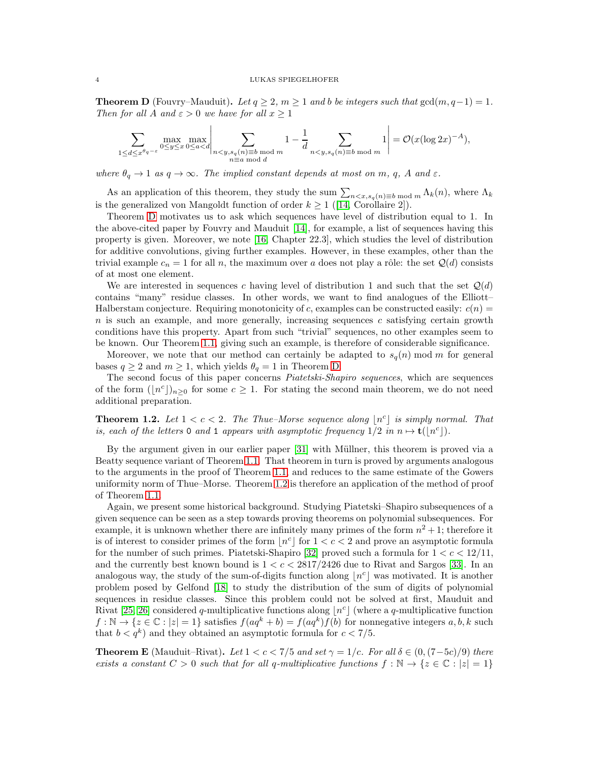**Theorem D** (Fouvry–Mauduit)**.** *Let $q \ge 2$, $m \ge 1$ and $b$ be integers such that $\gcd(m, q-1) = 1$. Then for all $A$ and $\varepsilon > 0$ we have for all $x \ge 1$*

$$\sum_{1 \le d \le x^{\theta_q - \varepsilon}} \max_{0 \le y \le x} \max_{0 \le a < d} \left| \sum_{\substack{n < y, s_q(n) \equiv b \bmod m \\ n \equiv a \bmod d}} 1 - \frac{1}{d} \sum_{n < y, s_q(n) \equiv b \bmod m} 1 \right| = \mathcal{O}(x (\log 2x)^{-A}),$$

*where $\theta_q \to 1$ as $q \to \infty$. The implied constant depends at most on $m$, $q$, $A$ and $\varepsilon$.*

As an application of this theorem, they study the sum $\sum_{n<x, s_q(n) \equiv b \bmod m} \Lambda_k(n)$, where $\Lambda_k$ is the generalized von Mangoldt function of order $k \ge 1$ ([14, Corollaire 2]).

Theorem D motivates us to ask which sequences have level of distribution equal to 1. In the above-cited paper by Fouvry and Mauduit [14], for example, a list of sequences having this property is given. Moreover, we note [16, Chapter 22.3], which studies the level of distribution for additive convolutions, giving further examples. However, in these examples, other than the trivial example $c_n = 1$ for all $n$, the maximum over $a$ does not play a rôle: the set $\mathcal{Q}(d)$ consists of at most one element.

We are interested in sequences $c$ having level of distribution 1 and such that the set $\mathcal{Q}(d)$ contains "many" residue classes. In other words, we want to find analogues of the Elliott–Halberstam conjecture. Requiring monotonicity of $c$, examples can be constructed easily: $c(n) = n$ is such an example, and more generally, increasing sequences $c$ satisfying certain growth conditions have this property. Apart from such "trivial" sequences, no other examples seem to be known. Our Theorem 1.1, giving such an example, is therefore of considerable significance.

Moreover, we note that our method can certainly be adapted to $s_q(n) \bmod m$ for general bases $q \ge 2$ and $m \ge 1$, which yields $\theta_q = 1$ in Theorem D.

The second focus of this paper concerns *Piatetski-Shapiro sequences*, which are sequences of the form $(\lfloor n^c \rfloor)_{n \ge 0}$ for some $c \ge 1$. For stating the second main theorem, we do not need additional preparation.

**Theorem 1.2.** *Let $1 < c < 2$. The Thue–Morse sequence along $\lfloor n^c \rfloor$ is simply normal. That is, each of the letters $\mathtt{0}$ and $\mathtt{1}$ appears with asymptotic frequency $1/2$ in $n \mapsto \mathbf{t}(\lfloor n^c \rfloor)$.*

By the argument given in our earlier paper [31] with Müllner, this theorem is proved via a Beatty sequence variant of Theorem 1.1. That theorem in turn is proved by arguments analogous to the arguments in the proof of Theorem 1.1, and reduces to the same estimate of the Gowers uniformity norm of Thue–Morse. Theorem 1.2 is therefore an application of the method of proof of Theorem 1.1.

Again, we present some historical background. Studying Piatetski–Shapiro subsequences of a given sequence can be seen as a step towards proving theorems on polynomial subsequences. For example, it is unknown whether there are infinitely many primes of the form $n^2 + 1$; therefore it is of interest to consider primes of the form $\lfloor n^c \rfloor$ for $1 < c < 2$ and prove an asymptotic formula for the number of such primes. Piatetski-Shapiro [32] proved such a formula for $1 < c < 12/11$, and the currently best known bound is $1 < c < 2817/2426$ due to Rivat and Sargos [33]. In an analogous way, the study of the sum-of-digits function along $\lfloor n^c \rfloor$ was motivated. It is another problem posed by Gelfond [18] to study the distribution of the sum of digits of polynomial sequences in residue classes. Since this problem could not be solved at first, Mauduit and Rivat [25, 26] considered $q$-multiplicative functions along $\lfloor n^c \rfloor$ (where a $q$-multiplicative function $f : \mathbb{N} \to \{z \in \mathbb{C} : |z| = 1\}$ satisfies $f(aq^k + b) = f(aq^k) f(b)$ for nonnegative integers $a, b, k$ such that $b < q^k$) and they obtained an asymptotic formula for $c < 7/5$.

**Theorem E** (Mauduit–Rivat)**.** *Let $1 < c < 7/5$ and set $\gamma = 1/c$. For all $\delta \in (0, (7-5c)/9)$ there exists a constant $C > 0$ such that for all $q$-multiplicative functions $f : \mathbb{N} \to \{z \in \mathbb{C} : |z| = 1\}$*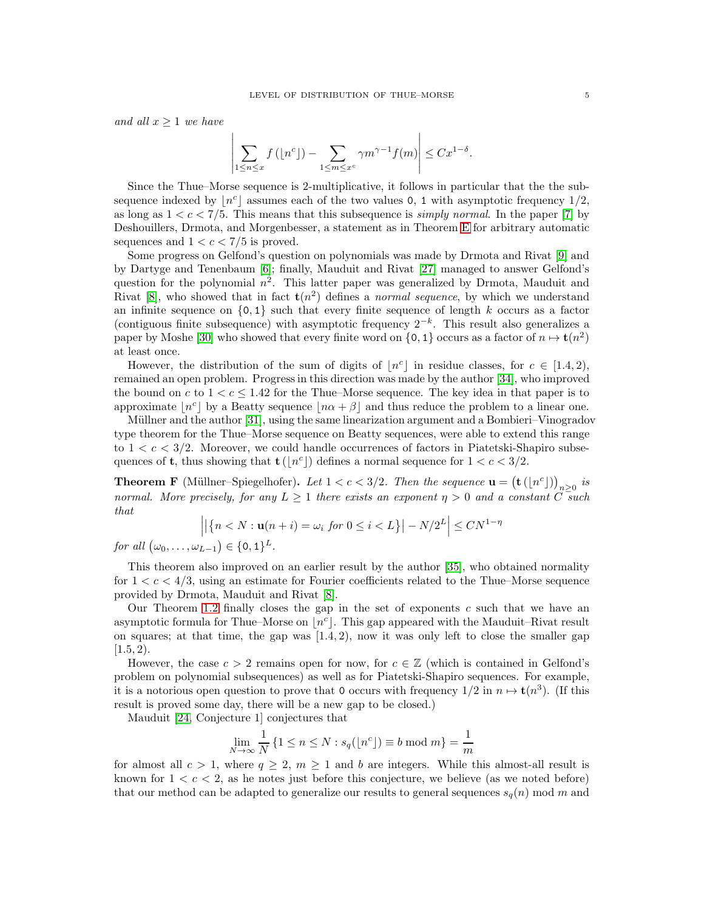*and all $x \geq 1$ we have*

$$\left| \sum_{1 \leq n \leq x} f\left(\lfloor n^c \rfloor\right) - \sum_{1 \leq m \leq x^c} \gamma m^{\gamma-1} f(m) \right| \leq C x^{1-\delta}.$$

Since the Thue–Morse sequence is 2-multiplicative, it follows in particular that the the subsequence indexed by $\lfloor n^c \rfloor$ assumes each of the two values $\mathtt{0}$, $\mathtt{1}$ with asymptotic frequency $1/2$, as long as $1 < c < 7/5$. This means that this subsequence is *simply normal*. In the paper [7] by Deshouillers, Drmota, and Morgenbesser, a statement as in Theorem E for arbitrary automatic sequences and $1 < c < 7/5$ is proved.

Some progress on Gelfond's question on polynomials was made by Drmota and Rivat [9] and by Dartyge and Tenenbaum [6]; finally, Mauduit and Rivat [27] managed to answer Gelfond's question for the polynomial $n^2$. This latter paper was generalized by Drmota, Mauduit and Rivat [8], who showed that in fact $\mathbf{t}(n^2)$ defines a *normal sequence*, by which we understand an infinite sequence on $\{\mathtt{0}, \mathtt{1}\}$ such that every finite sequence of length $k$ occurs as a factor (contiguous finite subsequence) with asymptotic frequency $2^{-k}$. This result also generalizes a paper by Moshe [30] who showed that every finite word on $\{\mathtt{0}, \mathtt{1}\}$ occurs as a factor of $n \mapsto \mathbf{t}(n^2)$ at least once.

However, the distribution of the sum of digits of $\lfloor n^c \rfloor$ in residue classes, for $c \in [1.4, 2)$, remained an open problem. Progress in this direction was made by the author [34], who improved the bound on $c$ to $1 < c \leq 1.42$ for the Thue–Morse sequence. The key idea in that paper is to approximate $\lfloor n^c \rfloor$ by a Beatty sequence $\lfloor n\alpha + \beta \rfloor$ and thus reduce the problem to a linear one.

Müllner and the author [31], using the same linearization argument and a Bombieri–Vinogradov type theorem for the Thue–Morse sequence on Beatty sequences, were able to extend this range to $1 < c < 3/2$. Moreover, we could handle occurrences of factors in Piatetski-Shapiro subsequences of $\mathbf{t}$, thus showing that $\mathbf{t}\left(\lfloor n^c \rfloor\right)$ defines a normal sequence for $1 < c < 3/2$.

**Theorem F** (Müllner–Spiegelhofer)**.** *Let $1 < c < 3/2$. Then the sequence $\mathbf{u} = \left(\mathbf{t}\left(\lfloor n^c \rfloor\right)\right)_{n \geq 0}$ is normal. More precisely, for any $L \geq 1$ there exists an exponent $\eta > 0$ and a constant $C$ such that*

$$\Bigl| \bigl| \{ n < N : \mathbf{u}(n+i) = \omega_i \text{ for } 0 \leq i < L \} \bigr| - N/2^L \Bigr| \leq C N^{1-\eta}$$

*for all $\left(\omega_0, \ldots, \omega_{L-1}\right) \in \{\mathtt{0}, \mathtt{1}\}^L$.*

This theorem also improved on an earlier result by the author [35], who obtained normality for $1 < c < 4/3$, using an estimate for Fourier coefficients related to the Thue–Morse sequence provided by Drmota, Mauduit and Rivat [8].

Our Theorem 1.2 finally closes the gap in the set of exponents $c$ such that we have an asymptotic formula for Thue–Morse on $\lfloor n^c \rfloor$. This gap appeared with the Mauduit–Rivat result on squares; at that time, the gap was $[1.4, 2)$, now it was only left to close the smaller gap $[1.5, 2)$.

However, the case $c > 2$ remains open for now, for $c \in \mathbb{Z}$ (which is contained in Gelfond's problem on polynomial subsequences) as well as for Piatetski-Shapiro sequences. For example, it is a notorious open question to prove that $\mathtt{0}$ occurs with frequency $1/2$ in $n \mapsto \mathbf{t}(n^3)$. (If this result is proved some day, there will be a new gap to be closed.)

Mauduit [24, Conjecture 1] conjectures that

$$\lim_{N \to \infty} \frac{1}{N} \left\{ 1 \leq n \leq N : s_q(\lfloor n^c \rfloor) \equiv b \bmod m \right\} = \frac{1}{m}$$

for almost all $c > 1$, where $q \geq 2$, $m \geq 1$ and $b$ are integers. While this almost-all result is known for $1 < c < 2$, as he notes just before this conjecture, we believe (as we noted before) that our method can be adapted to generalize our results to general sequences $s_q(n) \bmod m$ and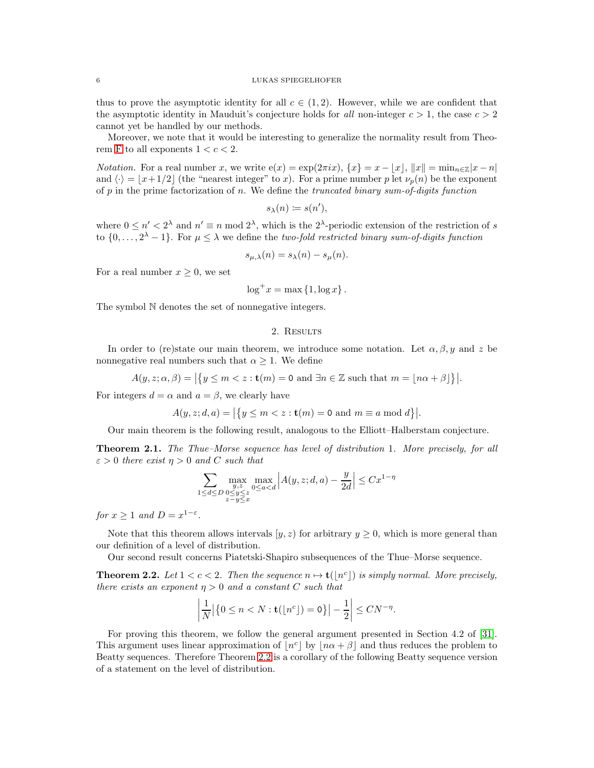thus to prove the asymptotic identity for all $c \in (1,2)$. However, while we are confident that the asymptotic identity in Mauduit's conjecture holds for *all* non-integer $c > 1$, the case $c > 2$ cannot yet be handled by our methods.

Moreover, we note that it would be interesting to generalize the normality result from Theorem F to all exponents $1 < c < 2$.

*Notation.* For a real number $x$, we write $\mathrm{e}(x) = \exp(2\pi i x)$, $\{x\} = x - \lfloor x \rfloor$, $\|x\| = \min_{n\in\mathbb{Z}} |x - n|$ and $\langle \cdot \rangle = \lfloor x + 1/2 \rfloor$ (the "nearest integer" to $x$). For a prime number $p$ let $\nu_p(n)$ be the exponent of $p$ in the prime factorization of $n$. We define the *truncated binary sum-of-digits function*

$$s_\lambda(n) \coloneqq s(n'),$$

where $0 \le n' < 2^\lambda$ and $n' \equiv n \bmod 2^\lambda$, which is the $2^\lambda$-periodic extension of the restriction of $s$ to $\{0, \ldots, 2^\lambda - 1\}$. For $\mu \le \lambda$ we define the *two-fold restricted binary sum-of-digits function*

$$s_{\mu,\lambda}(n) = s_\lambda(n) - s_\mu(n).$$

For a real number $x \ge 0$, we set

$$\log^+ x = \max\{1, \log x\}.$$

The symbol $\mathbb{N}$ denotes the set of nonnegative integers.

## 2. Results

In order to (re)state our main theorem, we introduce some notation. Let $\alpha, \beta, y$ and $z$ be nonnegative real numbers such that $\alpha \ge 1$. We define

$$A(y,z;\alpha,\beta) = \bigl|\bigl\{ y \le m < z : \mathbf{t}(m) = \mathtt{0} \text{ and } \exists n \in \mathbb{Z} \text{ such that } m = \lfloor n\alpha + \beta \rfloor \bigr\}\bigr|.$$

For integers $d = \alpha$ and $a = \beta$, we clearly have

$$A(y,z;d,a) = \bigl|\bigl\{ y \le m < z : \mathbf{t}(m) = \mathtt{0} \text{ and } m \equiv a \bmod d \bigr\}\bigr|.$$

Our main theorem is the following result, analogous to the Elliott–Halberstam conjecture.

**Theorem 2.1.** *The Thue–Morse sequence has level of distribution* 1. *More precisely, for all $\varepsilon > 0$ there exist $\eta > 0$ and $C$ such that*

$$\sum_{1 \le d \le D} \max_{\substack{y,z \\ 0 \le y \le z \\ z - y \le x}} \max_{0 \le a < d} \left| A(y,z;d,a) - \frac{y}{2d} \right| \le C x^{1-\eta}$$

*for $x \ge 1$ and $D = x^{1-\varepsilon}$.*

Note that this theorem allows intervals $[y,z)$ for arbitrary $y \ge 0$, which is more general than our definition of a level of distribution.

Our second result concerns Piatetski-Shapiro subsequences of the Thue–Morse sequence.

**Theorem 2.2.** *Let $1 < c < 2$. Then the sequence $n \mapsto \mathbf{t}(\lfloor n^c \rfloor)$ is simply normal. More precisely, there exists an exponent $\eta > 0$ and a constant $C$ such that*

$$\left| \frac{1}{N} \bigl|\bigl\{ 0 \le n < N : \mathbf{t}(\lfloor n^c \rfloor) = \mathtt{0} \bigr\}\bigr| - \frac{1}{2} \right| \le C N^{-\eta}.$$

For proving this theorem, we follow the general argument presented in Section 4.2 of [31]. This argument uses linear approximation of $\lfloor n^c \rfloor$ by $\lfloor n\alpha + \beta \rfloor$ and thus reduces the problem to Beatty sequences. Therefore Theorem 2.2 is a corollary of the following Beatty sequence version of a statement on the level of distribution.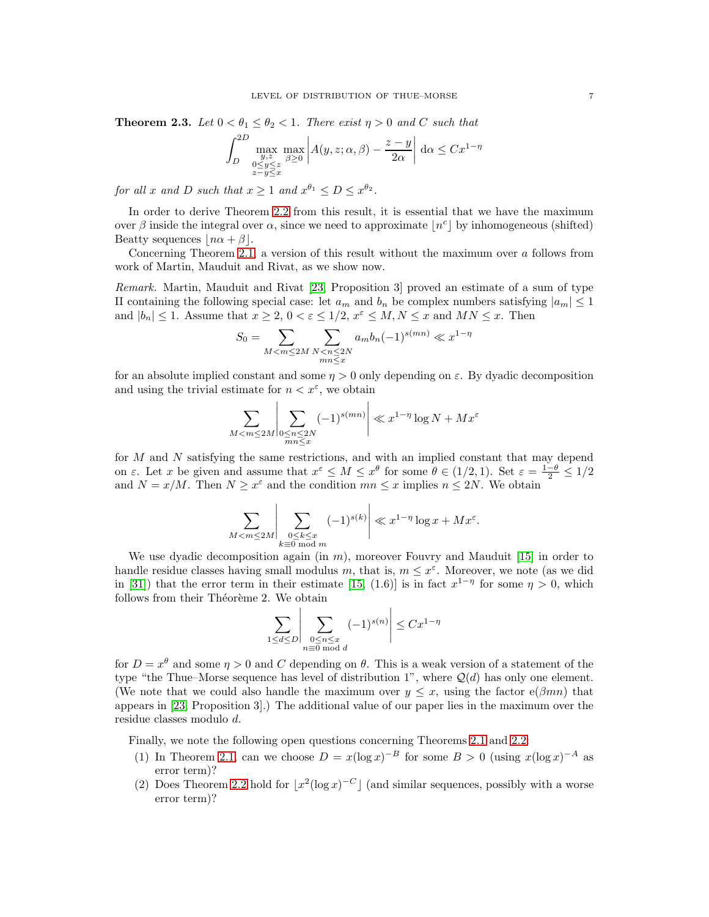**Theorem 2.3.** *Let $0 < \theta_1 \le \theta_2 < 1$. There exist $\eta > 0$ and $C$ such that*

$$\int_D^{2D} \max_{\substack{y,z\\ 0\le y\le z\\ z-y\le x}} \max_{\beta \ge 0} \left| A(y,z;\alpha,\beta) - \frac{z-y}{2\alpha}\right| \,\mathrm{d}\alpha \le C x^{1-\eta}$$

*for all $x$ and $D$ such that $x \ge 1$ and $x^{\theta_1} \le D \le x^{\theta_2}$.*

In order to derive Theorem 2.2 from this result, it is essential that we have the maximum over $\beta$ inside the integral over $\alpha$, since we need to approximate $\lfloor n^c \rfloor$ by inhomogeneous (shifted) Beatty sequences $\lfloor n\alpha + \beta \rfloor$.

Concerning Theorem 2.1, a version of this result without the maximum over $a$ follows from work of Martin, Mauduit and Rivat, as we show now.

*Remark.* Martin, Mauduit and Rivat [23, Proposition 3] proved an estimate of a sum of type II containing the following special case: let $a_m$ and $b_n$ be complex numbers satisfying $|a_m| \le 1$ and $|b_n| \le 1$. Assume that $x \ge 2$, $0 < \varepsilon \le 1/2$, $x^\varepsilon \le M, N \le x$ and $MN \le x$. Then

$$S_0 = \sum_{M < m \le 2M} \sum_{\substack{N < n \le 2N\\ mn \le x}} a_m b_n (-1)^{s(mn)} \ll x^{1-\eta}$$

for an absolute implied constant and some $\eta > 0$ only depending on $\varepsilon$. By dyadic decomposition and using the trivial estimate for $n < x^\varepsilon$, we obtain

$$\sum_{M < m \le 2M} \left| \sum_{\substack{0 \le n \le 2N\\ mn \le x}} (-1)^{s(mn)} \right| \ll x^{1-\eta} \log N + M x^\varepsilon$$

for $M$ and $N$ satisfying the same restrictions, and with an implied constant that may depend on $\varepsilon$. Let $x$ be given and assume that $x^\varepsilon \le M \le x^\theta$ for some $\theta \in (1/2, 1)$. Set $\varepsilon = \frac{1-\theta}{2} \le 1/2$ and $N = x/M$. Then $N \ge x^\varepsilon$ and the condition $mn \le x$ implies $n \le 2N$. We obtain

$$\sum_{M < m \le 2M} \left| \sum_{\substack{0 \le k \le x\\ k \equiv 0 \bmod m}} (-1)^{s(k)} \right| \ll x^{1-\eta} \log x + M x^\varepsilon.$$

We use dyadic decomposition again (in $m$), moreover Fouvry and Mauduit [15] in order to handle residue classes having small modulus $m$, that is, $m \le x^\varepsilon$. Moreover, we note (as we did in [31]) that the error term in their estimate [15, (1.6)] is in fact $x^{1-\eta}$ for some $\eta > 0$, which follows from their Théorème 2. We obtain

$$\sum_{1 \le d \le D} \left| \sum_{\substack{0 \le n \le x\\ n \equiv 0 \bmod d}} (-1)^{s(n)} \right| \le C x^{1-\eta}$$

for $D = x^\theta$ and some $\eta > 0$ and $C$ depending on $\theta$. This is a weak version of a statement of the type "the Thue–Morse sequence has level of distribution 1", where $\mathcal{Q}(d)$ has only one element. (We note that we could also handle the maximum over $y \le x$, using the factor $\mathrm{e}(\beta mn)$ that appears in [23, Proposition 3].) The additional value of our paper lies in the maximum over the residue classes modulo $d$.

Finally, we note the following open questions concerning Theorems 2.1 and 2.2.

1. In Theorem 2.1, can we choose $D = x(\log x)^{-B}$ for some $B > 0$ (using $x(\log x)^{-A}$ as error term)?
2. Does Theorem 2.2 hold for $\lfloor x^2 (\log x)^{-C} \rfloor$ (and similar sequences, possibly with a worse error term)?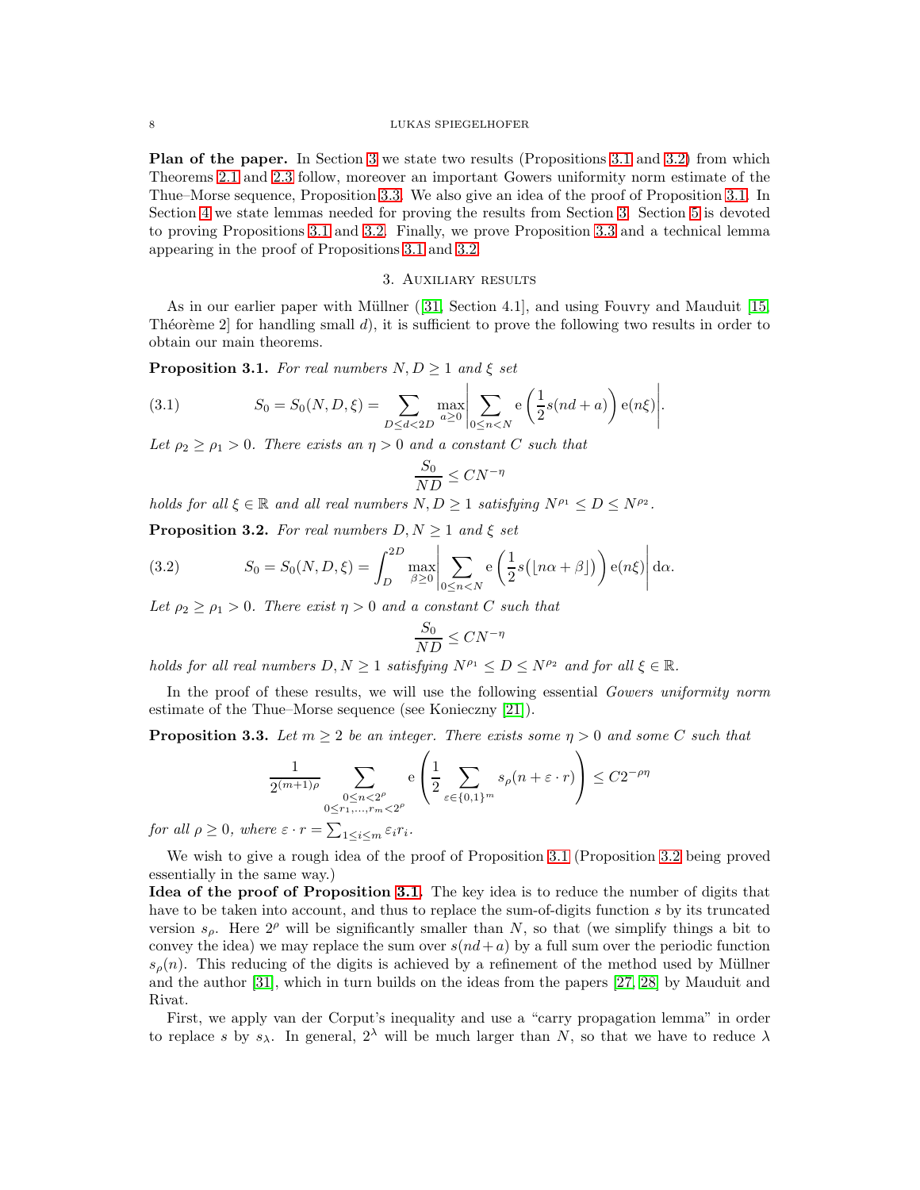**Plan of the paper.** In Section 3 we state two results (Propositions 3.1 and 3.2) from which Theorems 2.1 and 2.3 follow, moreover an important Gowers uniformity norm estimate of the Thue–Morse sequence, Proposition 3.3. We also give an idea of the proof of Proposition 3.1. In Section 4 we state lemmas needed for proving the results from Section 3. Section 5 is devoted to proving Propositions 3.1 and 3.2. Finally, we prove Proposition 3.3 and a technical lemma appearing in the proof of Propositions 3.1 and 3.2.

## 3. Auxiliary results

As in our earlier paper with Müllner ([31, Section 4.1], and using Fouvry and Mauduit [15, Théorème 2] for handling small $d$), it is sufficient to prove the following two results in order to obtain our main theorems.

**Proposition 3.1.** *For real numbers $N, D \geq 1$ and $\xi$ set*

$$S_0 = S_0(N,D,\xi) = \sum_{D \leq d < 2D} \max_{a \geq 0} \left| \sum_{0 \leq n < N} \mathrm{e}\left(\frac{1}{2} s(nd+a)\right) \mathrm{e}(n\xi) \right|. \tag{3.1}$$

*Let $\rho_2 \geq \rho_1 > 0$. There exists an $\eta > 0$ and a constant $C$ such that*

$$\frac{S_0}{ND} \leq C N^{-\eta}$$

*holds for all $\xi \in \mathbb{R}$ and all real numbers $N, D \geq 1$ satisfying $N^{\rho_1} \leq D \leq N^{\rho_2}$.*

**Proposition 3.2.** *For real numbers $D, N \geq 1$ and $\xi$ set*

$$S_0 = S_0(N,D,\xi) = \int_D^{2D} \max_{\beta \geq 0} \left| \sum_{0 \leq n < N} \mathrm{e}\left(\frac{1}{2} s\big(\lfloor n\alpha + \beta \rfloor\big)\right) \mathrm{e}(n\xi) \right| \mathrm{d}\alpha. \tag{3.2}$$

*Let $\rho_2 \geq \rho_1 > 0$. There exist $\eta > 0$ and a constant $C$ such that*

$$\frac{S_0}{ND} \leq C N^{-\eta}$$

*holds for all real numbers $D, N \geq 1$ satisfying $N^{\rho_1} \leq D \leq N^{\rho_2}$ and for all $\xi \in \mathbb{R}$.*

In the proof of these results, we will use the following essential *Gowers uniformity norm* estimate of the Thue–Morse sequence (see Konieczny [21]).

**Proposition 3.3.** *Let $m \geq 2$ be an integer. There exists some $\eta > 0$ and some $C$ such that*

$$\frac{1}{2^{(m+1)\rho}} \sum_{\substack{0 \leq n < 2^\rho \\ 0 \leq r_1, \ldots, r_m < 2^\rho}} \mathrm{e}\left(\frac{1}{2} \sum_{\varepsilon \in \{0,1\}^m} s_\rho(n + \varepsilon \cdot r)\right) \leq C 2^{-\rho\eta}$$

*for all $\rho \geq 0$, where $\varepsilon \cdot r = \sum_{1 \leq i \leq m} \varepsilon_i r_i$.*

We wish to give a rough idea of the proof of Proposition 3.1 (Proposition 3.2 being proved essentially in the same way.)

**Idea of the proof of Proposition 3.1.** The key idea is to reduce the number of digits that have to be taken into account, and thus to replace the sum-of-digits function $s$ by its truncated version $s_\rho$. Here $2^\rho$ will be significantly smaller than $N$, so that (we simplify things a bit to convey the idea) we may replace the sum over $s(nd+a)$ by a full sum over the periodic function $s_\rho(n)$. This reducing of the digits is achieved by a refinement of the method used by Müllner and the author [31], which in turn builds on the ideas from the papers [27, 28] by Mauduit and Rivat.

First, we apply van der Corput's inequality and use a "carry propagation lemma" in order to replace $s$ by $s_\lambda$. In general, $2^\lambda$ will be much larger than $N$, so that we have to reduce $\lambda$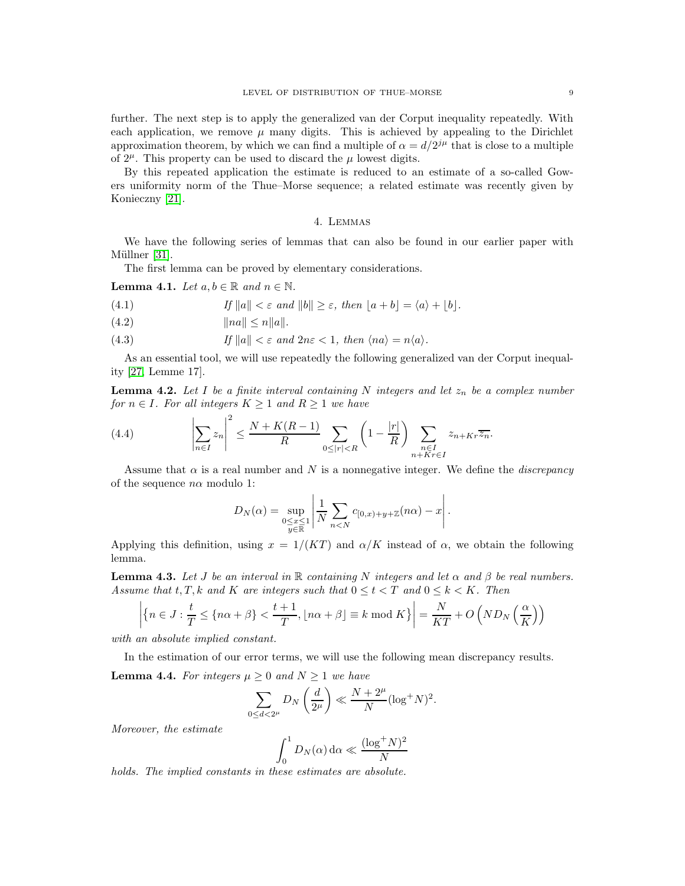further. The next step is to apply the generalized van der Corput inequality repeatedly. With each application, we remove $\mu$ many digits. This is achieved by appealing to the Dirichlet approximation theorem, by which we can find a multiple of $\alpha = d/2^{j\mu}$ that is close to a multiple of $2^\mu$. This property can be used to discard the $\mu$ lowest digits.

By this repeated application the estimate is reduced to an estimate of a so-called Gowers uniformity norm of the Thue–Morse sequence; a related estimate was recently given by Konieczny [21].

## 4. Lemmas

We have the following series of lemmas that can also be found in our earlier paper with Müllner [31].

The first lemma can be proved by elementary considerations.

**Lemma 4.1.** *Let $a, b \in \mathbb{R}$ and $n \in \mathbb{N}$.*

$$\text{If } \|a\| < \varepsilon \text{ and } \|b\| \geq \varepsilon, \text{ then } \lfloor a + b \rfloor = \langle a \rangle + \lfloor b \rceil. \tag{4.1}$$

$$\|na\| \leq n\|a\|. \tag{4.2}$$

$$\text{If } \|a\| < \varepsilon \text{ and } 2n\varepsilon < 1, \text{ then } \langle na \rangle = n\langle a \rangle. \tag{4.3}$$

As an essential tool, we will use repeatedly the following generalized van der Corput inequality [27, Lemme 17].

**Lemma 4.2.** *Let $I$ be a finite interval containing $N$ integers and let $z_n$ be a complex number for $n \in I$. For all integers $K \geq 1$ and $R \geq 1$ we have*

$$\left| \sum_{n \in I} z_n \right|^2 \leq \frac{N + K(R-1)}{R} \sum_{0 \leq |r| < R} \left(1 - \frac{|r|}{R}\right) \sum_{\substack{n \in I \\ n + Kr \in I}} z_{n+Kr}\overline{z_n}. \tag{4.4}$$

Assume that $\alpha$ is a real number and $N$ is a nonnegative integer. We define the *discrepancy* of the sequence $n\alpha$ modulo 1:

$$D_N(\alpha) = \sup_{\substack{0 \leq x \leq 1 \\ y \in \mathbb{R}}} \left| \frac{1}{N} \sum_{n < N} c_{[0,x) + y + \mathbb{Z}}(n\alpha) - x \right|.$$

Applying this definition, using $x = 1/(KT)$ and $\alpha/K$ instead of $\alpha$, we obtain the following lemma.

**Lemma 4.3.** *Let $J$ be an interval in $\mathbb{R}$ containing $N$ integers and let $\alpha$ and $\beta$ be real numbers. Assume that $t, T, k$ and $K$ are integers such that $0 \leq t < T$ and $0 \leq k < K$. Then*

$$\left| \left\{ n \in J : \frac{t}{T} \leq \{n\alpha + \beta\} < \frac{t+1}{T}, \lfloor n\alpha + \beta \rfloor \equiv k \bmod K \right\} \right| = \frac{N}{KT} + O\left(N D_N\left(\frac{\alpha}{K}\right)\right)$$

*with an absolute implied constant.*

In the estimation of our error terms, we will use the following mean discrepancy results.

**Lemma 4.4.** *For integers $\mu \geq 0$ and $N \geq 1$ we have*

$$\sum_{0 \leq d < 2^\mu} D_N\left(\frac{d}{2^\mu}\right) \ll \frac{N + 2^\mu}{N} (\log^+ N)^2.$$

*Moreover, the estimate*

$$\int_0^1 D_N(\alpha) \, \mathrm{d}\alpha \ll \frac{(\log^+ N)^2}{N}$$

*holds. The implied constants in these estimates are absolute.*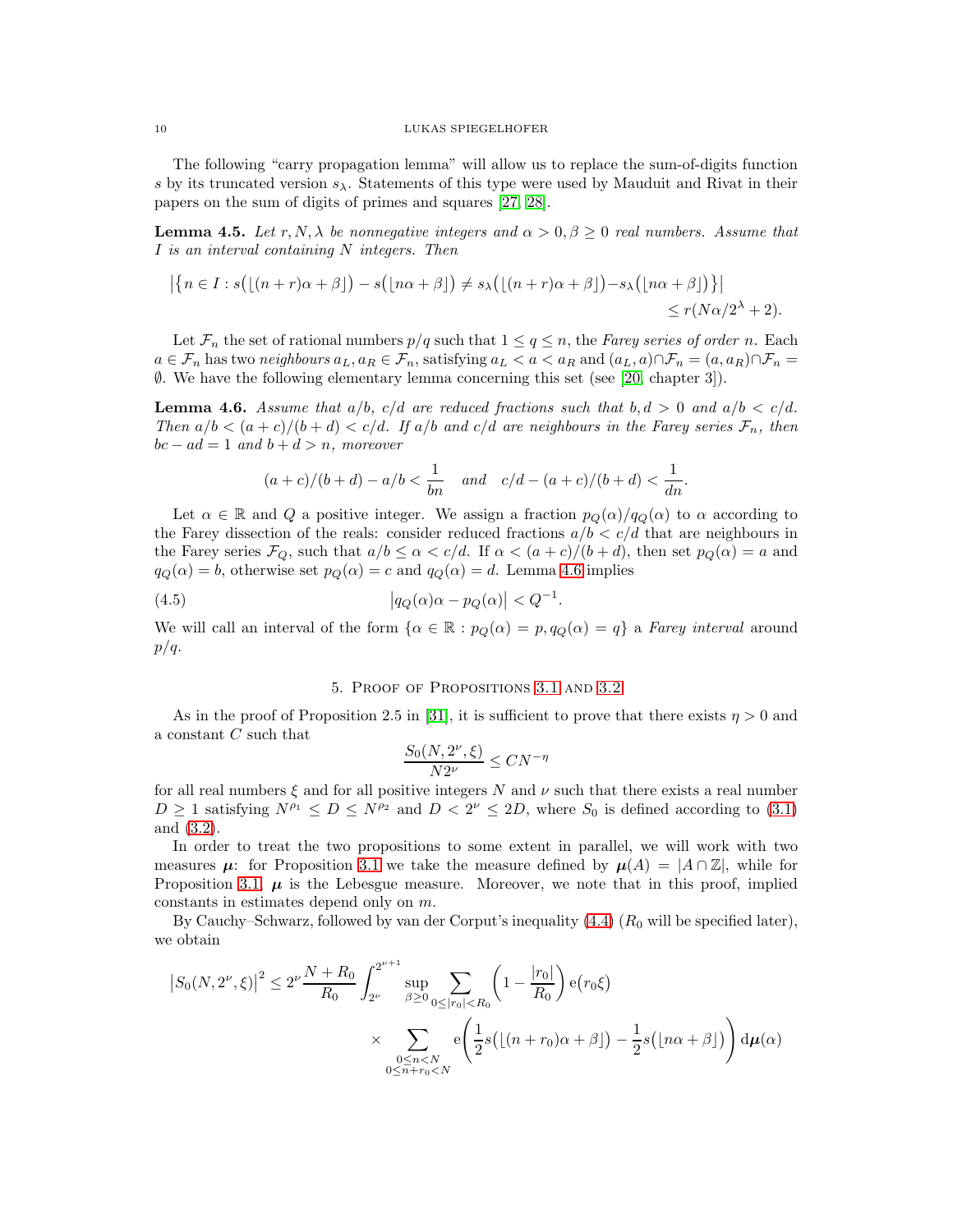The following "carry propagation lemma" will allow us to replace the sum-of-digits function $s$ by its truncated version $s_\lambda$. Statements of this type were used by Mauduit and Rivat in their papers on the sum of digits of primes and squares [27, 28].

**Lemma 4.5.** *Let $r, N, \lambda$ be nonnegative integers and $\alpha > 0, \beta \ge 0$ real numbers. Assume that $I$ is an interval containing $N$ integers. Then*

$$\bigl|\bigl\{n \in I : s\bigl(\lfloor (n+r)\alpha + \beta\rfloor\bigr) - s\bigl(\lfloor n\alpha + \beta\rfloor\bigr) \neq s_\lambda\bigl(\lfloor (n+r)\alpha + \beta\rfloor\bigr) - s_\lambda\bigl(\lfloor n\alpha + \beta\rfloor\bigr)\bigr\}\bigr| \le r(N\alpha/2^\lambda + 2).$$

Let $\mathcal{F}_n$ the set of rational numbers $p/q$ such that $1 \le q \le n$, the *Farey series of order $n$*. Each $a \in \mathcal{F}_n$ has two *neighbours* $a_L, a_R \in \mathcal{F}_n$, satisfying $a_L < a < a_R$ and $(a_L, a) \cap \mathcal{F}_n = (a, a_R) \cap \mathcal{F}_n = \emptyset$. We have the following elementary lemma concerning this set (see [20, chapter 3]).

**Lemma 4.6.** *Assume that $a/b$, $c/d$ are reduced fractions such that $b, d > 0$ and $a/b < c/d$. Then $a/b < (a+c)/(b+d) < c/d$. If $a/b$ and $c/d$ are neighbours in the Farey series $\mathcal{F}_n$, then $bc - ad = 1$ and $b + d > n$, moreover*

$$(a+c)/(b+d) - a/b < \frac{1}{bn} \quad \text{and} \quad c/d - (a+c)/(b+d) < \frac{1}{dn}.$$

Let $\alpha \in \mathbb{R}$ and $Q$ a positive integer. We assign a fraction $p_Q(\alpha)/q_Q(\alpha)$ to $\alpha$ according to the Farey dissection of the reals: consider reduced fractions $a/b < c/d$ that are neighbours in the Farey series $\mathcal{F}_Q$, such that $a/b \le \alpha < c/d$. If $\alpha < (a+c)/(b+d)$, then set $p_Q(\alpha) = a$ and $q_Q(\alpha) = b$, otherwise set $p_Q(\alpha) = c$ and $q_Q(\alpha) = d$. Lemma 4.6 implies

$$\bigl|q_Q(\alpha)\alpha - p_Q(\alpha)\bigr| < Q^{-1}. \tag{4.5}$$

We will call an interval of the form $\{\alpha \in \mathbb{R} : p_Q(\alpha) = p, q_Q(\alpha) = q\}$ a *Farey interval* around $p/q$.

## 5. Proof of Propositions 3.1 and 3.2

As in the proof of Proposition 2.5 in [31], it is sufficient to prove that there exists $\eta > 0$ and a constant $C$ such that

$$\frac{S_0(N, 2^\nu, \xi)}{N 2^\nu} \le C N^{-\eta}$$

for all real numbers $\xi$ and for all positive integers $N$ and $\nu$ such that there exists a real number $D \ge 1$ satisfying $N^{\rho_1} \le D \le N^{\rho_2}$ and $D < 2^\nu \le 2D$, where $S_0$ is defined according to (3.1) and (3.2).

In order to treat the two propositions to some extent in parallel, we will work with two measures $\boldsymbol{\mu}$: for Proposition 3.1 we take the measure defined by $\boldsymbol{\mu}(A) = |A \cap \mathbb{Z}|$, while for Proposition 3.1, $\boldsymbol{\mu}$ is the Lebesgue measure. Moreover, we note that in this proof, implied constants in estimates depend only on $m$.

By Cauchy–Schwarz, followed by van der Corput's inequality (4.4) ($R_0$ will be specified later), we obtain

$$\begin{aligned}
\bigl|S_0(N, 2^\nu, \xi)\bigr|^2 \le 2^\nu \frac{N + R_0}{R_0} \int_{2^\nu}^{2^{\nu+1}} \sup_{\beta \ge 0} \sum_{0 \le |r_0| < R_0} \left(1 - \frac{|r_0|}{R_0}\right) \mathrm{e}\bigl(r_0 \xi\bigr) \\
\times \sum_{\substack{0 \le n < N \\ 0 \le n + r_0 < N}} \mathrm{e}\left(\frac{1}{2} s\bigl(\lfloor (n+r_0)\alpha + \beta\rfloor\bigr) - \frac{1}{2} s\bigl(\lfloor n\alpha + \beta\rfloor\bigr)\right) \mathrm{d}\boldsymbol{\mu}(\alpha)
\end{aligned}$$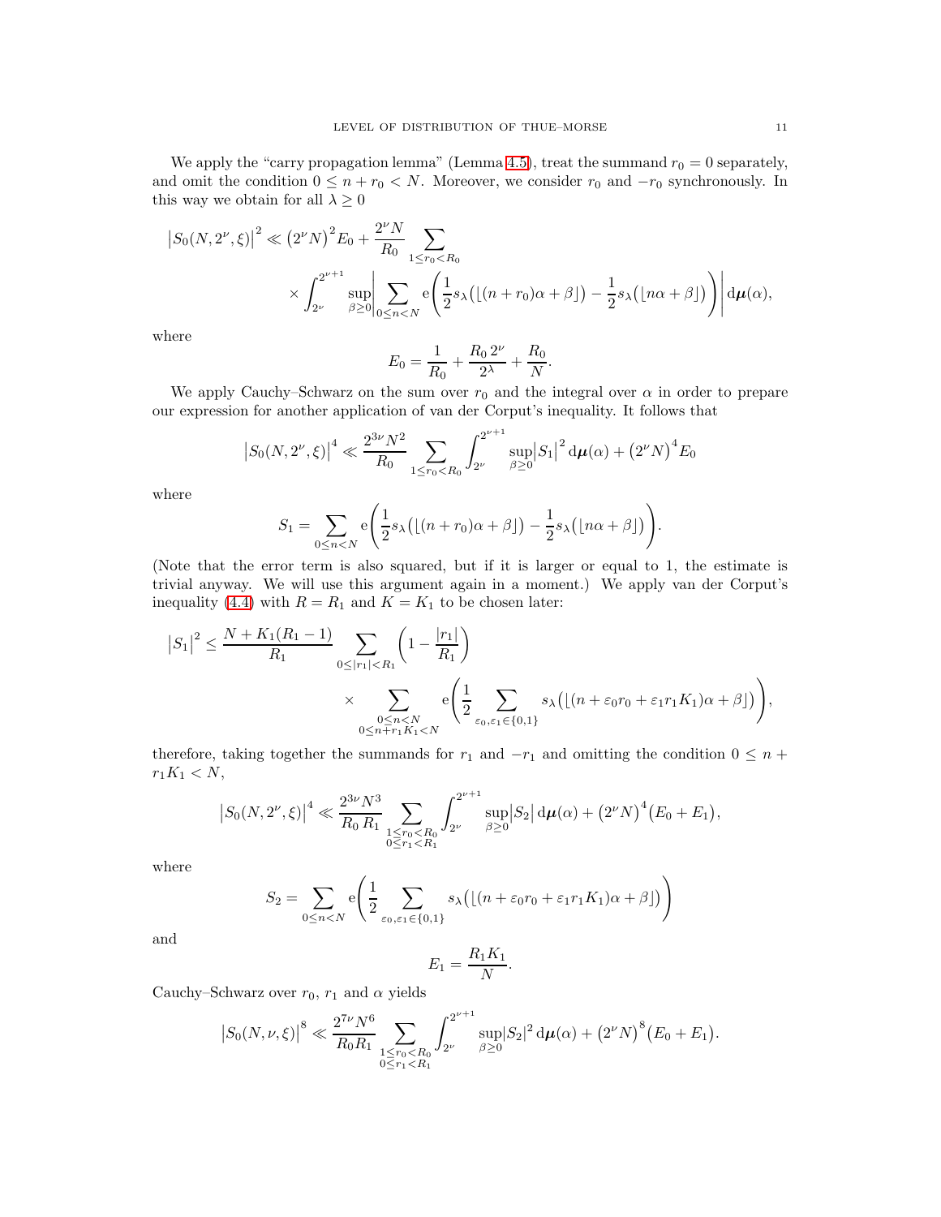We apply the "carry propagation lemma" (Lemma 4.5), treat the summand $r_0 = 0$ separately, and omit the condition $0 \le n + r_0 < N$. Moreover, we consider $r_0$ and $-r_0$ synchronously. In this way we obtain for all $\lambda \ge 0$

$$\begin{aligned}\left|S_0(N, 2^\nu, \xi)\right|^2 \ll \left(2^\nu N\right)^2 E_0 + \frac{2^\nu N}{R_0} \sum_{1 \le r_0 < R_0} \\ \times \int_{2^\nu}^{2^{\nu+1}} \sup_{\beta \ge 0} \left| \sum_{0 \le n < N} \mathrm{e}\left( \frac{1}{2} s_\lambda\big(\lfloor (n + r_0)\alpha + \beta \rfloor\big) - \frac{1}{2} s_\lambda\big(\lfloor n\alpha + \beta \rfloor\big) \right) \right| \mathrm{d}\boldsymbol{\mu}(\alpha),\end{aligned}$$

where

$$E_0 = \frac{1}{R_0} + \frac{R_0\, 2^\nu}{2^\lambda} + \frac{R_0}{N}.$$

We apply Cauchy–Schwarz on the sum over $r_0$ and the integral over $\alpha$ in order to prepare our expression for another application of van der Corput's inequality. It follows that

$$\left|S_0(N, 2^\nu, \xi)\right|^4 \ll \frac{2^{3\nu} N^2}{R_0} \sum_{1 \le r_0 < R_0} \int_{2^\nu}^{2^{\nu+1}} \sup_{\beta \ge 0} \left|S_1\right|^2 \mathrm{d}\boldsymbol{\mu}(\alpha) + \left(2^\nu N\right)^4 E_0$$

where

$$S_1 = \sum_{0 \le n < N} \mathrm{e}\left( \frac{1}{2} s_\lambda\big(\lfloor (n + r_0)\alpha + \beta \rfloor\big) - \frac{1}{2} s_\lambda\big(\lfloor n\alpha + \beta \rfloor\big) \right).$$

(Note that the error term is also squared, but if it is larger or equal to 1, the estimate is trivial anyway. We will use this argument again in a moment.) We apply van der Corput's inequality (4.4) with $R = R_1$ and $K = K_1$ to be chosen later:

$$\begin{aligned}\left|S_1\right|^2 \le \frac{N + K_1(R_1 - 1)}{R_1} \sum_{0 \le |r_1| < R_1} \left(1 - \frac{|r_1|}{R_1}\right) \\ \times \sum_{\substack{0 \le n < N \\ 0 \le n + r_1 K_1 < N}} \mathrm{e}\left( \frac{1}{2} \sum_{\varepsilon_0, \varepsilon_1 \in \{0,1\}} s_\lambda\big(\lfloor (n + \varepsilon_0 r_0 + \varepsilon_1 r_1 K_1)\alpha + \beta \rfloor\big) \right),\end{aligned}$$

therefore, taking together the summands for $r_1$ and $-r_1$ and omitting the condition $0 \le n + r_1 K_1 < N$,

$$\left|S_0(N, 2^\nu, \xi)\right|^4 \ll \frac{2^{3\nu} N^3}{R_0\, R_1} \sum_{\substack{1 \le r_0 < R_0 \\ 0 \le r_1 < R_1}} \int_{2^\nu}^{2^{\nu+1}} \sup_{\beta \ge 0} \left|S_2\right| \mathrm{d}\boldsymbol{\mu}(\alpha) + \left(2^\nu N\right)^4 \left(E_0 + E_1\right),$$

where

$$S_2 = \sum_{0 \le n < N} \mathrm{e}\left( \frac{1}{2} \sum_{\varepsilon_0, \varepsilon_1 \in \{0,1\}} s_\lambda\big(\lfloor (n + \varepsilon_0 r_0 + \varepsilon_1 r_1 K_1)\alpha + \beta \rfloor\big) \right)$$

and

$$E_1 = \frac{R_1 K_1}{N}.$$

Cauchy–Schwarz over $r_0$, $r_1$ and $\alpha$ yields

$$\left|S_0(N, \nu, \xi)\right|^8 \ll \frac{2^{7\nu} N^6}{R_0 R_1} \sum_{\substack{1 \le r_0 < R_0 \\ 0 \le r_1 < R_1}} \int_{2^\nu}^{2^{\nu+1}} \sup_{\beta \ge 0} |S_2|^2 \,\mathrm{d}\boldsymbol{\mu}(\alpha) + \left(2^\nu N\right)^8 \left(E_0 + E_1\right).$$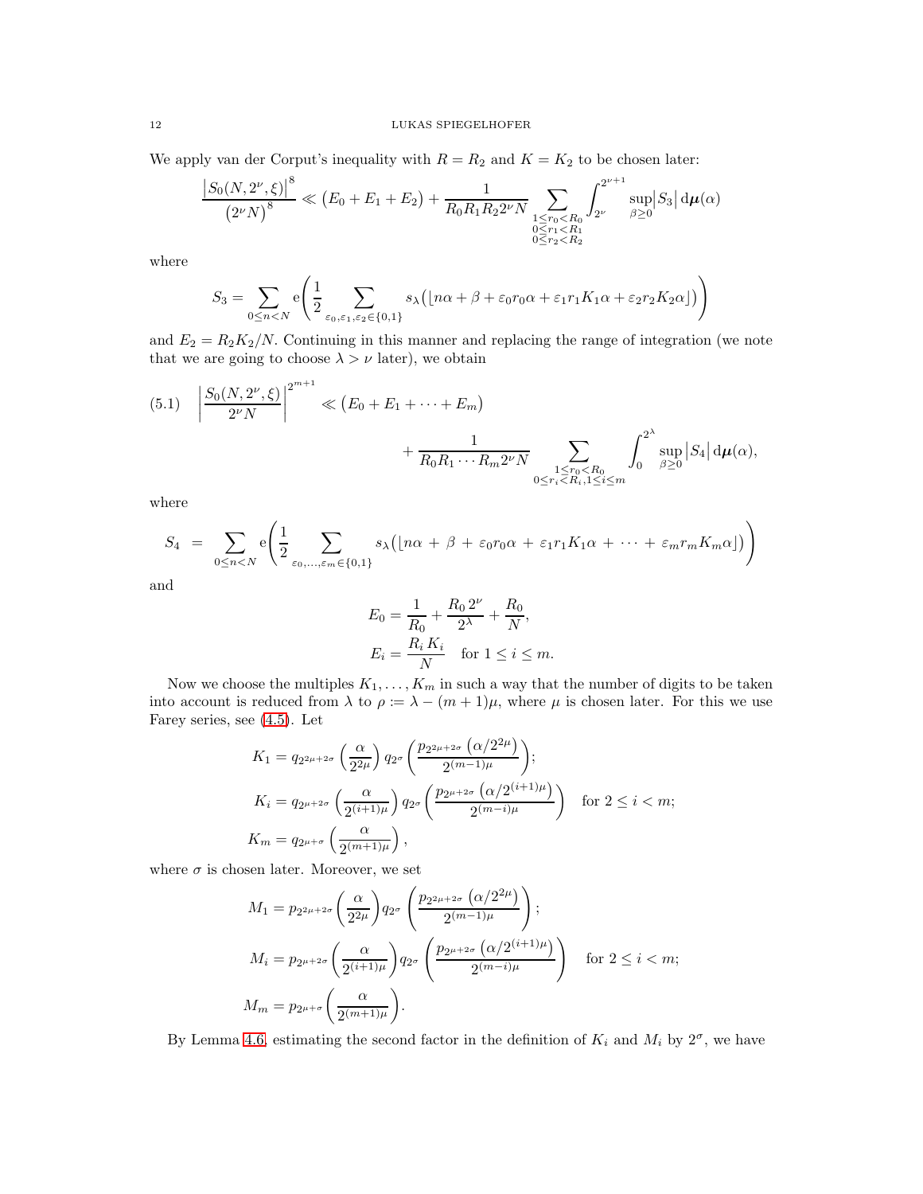We apply van der Corput's inequality with $R = R_2$ and $K = K_2$ to be chosen later:

$$\frac{\bigl|S_0(N, 2^\nu, \xi)\bigr|^8}{\bigl(2^\nu N\bigr)^8} \ll \bigl(E_0 + E_1 + E_2\bigr) + \frac{1}{R_0 R_1 R_2 2^\nu N} \sum_{\substack{1 \le r_0 < R_0 \\ 0 \le r_1 < R_1 \\ 0 \le r_2 < R_2}} \int_{2^\nu}^{2^{\nu+1}} \sup_{\beta \ge 0} \bigl|S_3\bigr| \,\mathrm{d}\boldsymbol{\mu}(\alpha)$$

where

$$S_3 = \sum_{0 \le n < N} \mathrm{e}\Biggl(\frac{1}{2} \sum_{\varepsilon_0, \varepsilon_1, \varepsilon_2 \in \{0,1\}} s_\lambda\bigl(\lfloor n\alpha + \beta + \varepsilon_0 r_0 \alpha + \varepsilon_1 r_1 K_1 \alpha + \varepsilon_2 r_2 K_2 \alpha \rfloor\bigr)\Biggr)$$

and $E_2 = R_2 K_2 / N$. Continuing in this manner and replacing the range of integration (we note that we are going to choose $\lambda > \nu$ later), we obtain

$$\left|\frac{S_0(N, 2^\nu, \xi)}{2^\nu N}\right|^{2^{m+1}} \ll \bigl(E_0 + E_1 + \cdots + E_m\bigr) + \frac{1}{R_0 R_1 \cdots R_m 2^\nu N} \sum_{\substack{1 \le r_0 < R_0 \\ 0 \le r_i < R_i, 1 \le i \le m}} \int_0^{2^\lambda} \sup_{\beta \ge 0} \bigl|S_4\bigr| \,\mathrm{d}\boldsymbol{\mu}(\alpha), \tag{5.1}$$

where

$$S_4 = \sum_{0 \le n < N} \mathrm{e}\Biggl(\frac{1}{2} \sum_{\varepsilon_0, \ldots, \varepsilon_m \in \{0,1\}} s_\lambda\bigl(\lfloor n\alpha + \beta + \varepsilon_0 r_0 \alpha + \varepsilon_1 r_1 K_1 \alpha + \cdots + \varepsilon_m r_m K_m \alpha \rfloor\bigr)\Biggr)$$

and

$$E_0 = \frac{1}{R_0} + \frac{R_0\, 2^\nu}{2^\lambda} + \frac{R_0}{N},$$
$$E_i = \frac{R_i\, K_i}{N} \quad \text{for } 1 \le i \le m.$$

Now we choose the multiples $K_1, \ldots, K_m$ in such a way that the number of digits to be taken into account is reduced from $\lambda$ to $\rho := \lambda - (m+1)\mu$, where $\mu$ is chosen later. For this we use Farey series, see (4.5). Let

$$K_1 = q_{2^{2\mu+2\sigma}}\left(\frac{\alpha}{2^{2\mu}}\right) q_{2^\sigma}\left(\frac{p_{2^{2\mu+2\sigma}}\left(\alpha/2^{2\mu}\right)}{2^{(m-1)\mu}}\right);$$
$$K_i = q_{2^{\mu+2\sigma}}\left(\frac{\alpha}{2^{(i+1)\mu}}\right) q_{2^\sigma}\left(\frac{p_{2^{\mu+2\sigma}}\left(\alpha/2^{(i+1)\mu}\right)}{2^{(m-i)\mu}}\right) \quad \text{for } 2 \le i < m;$$
$$K_m = q_{2^{\mu+\sigma}}\left(\frac{\alpha}{2^{(m+1)\mu}}\right),$$

where $\sigma$ is chosen later. Moreover, we set

$$M_1 = p_{2^{2\mu+2\sigma}}\left(\frac{\alpha}{2^{2\mu}}\right) q_{2^\sigma}\left(\frac{p_{2^{2\mu+2\sigma}}\left(\alpha/2^{2\mu}\right)}{2^{(m-1)\mu}}\right);$$
$$M_i = p_{2^{\mu+2\sigma}}\left(\frac{\alpha}{2^{(i+1)\mu}}\right) q_{2^\sigma}\left(\frac{p_{2^{\mu+2\sigma}}\left(\alpha/2^{(i+1)\mu}\right)}{2^{(m-i)\mu}}\right) \quad \text{for } 2 \le i < m;$$
$$M_m = p_{2^{\mu+\sigma}}\left(\frac{\alpha}{2^{(m+1)\mu}}\right).$$

By Lemma 4.6, estimating the second factor in the definition of $K_i$ and $M_i$ by $2^\sigma$, we have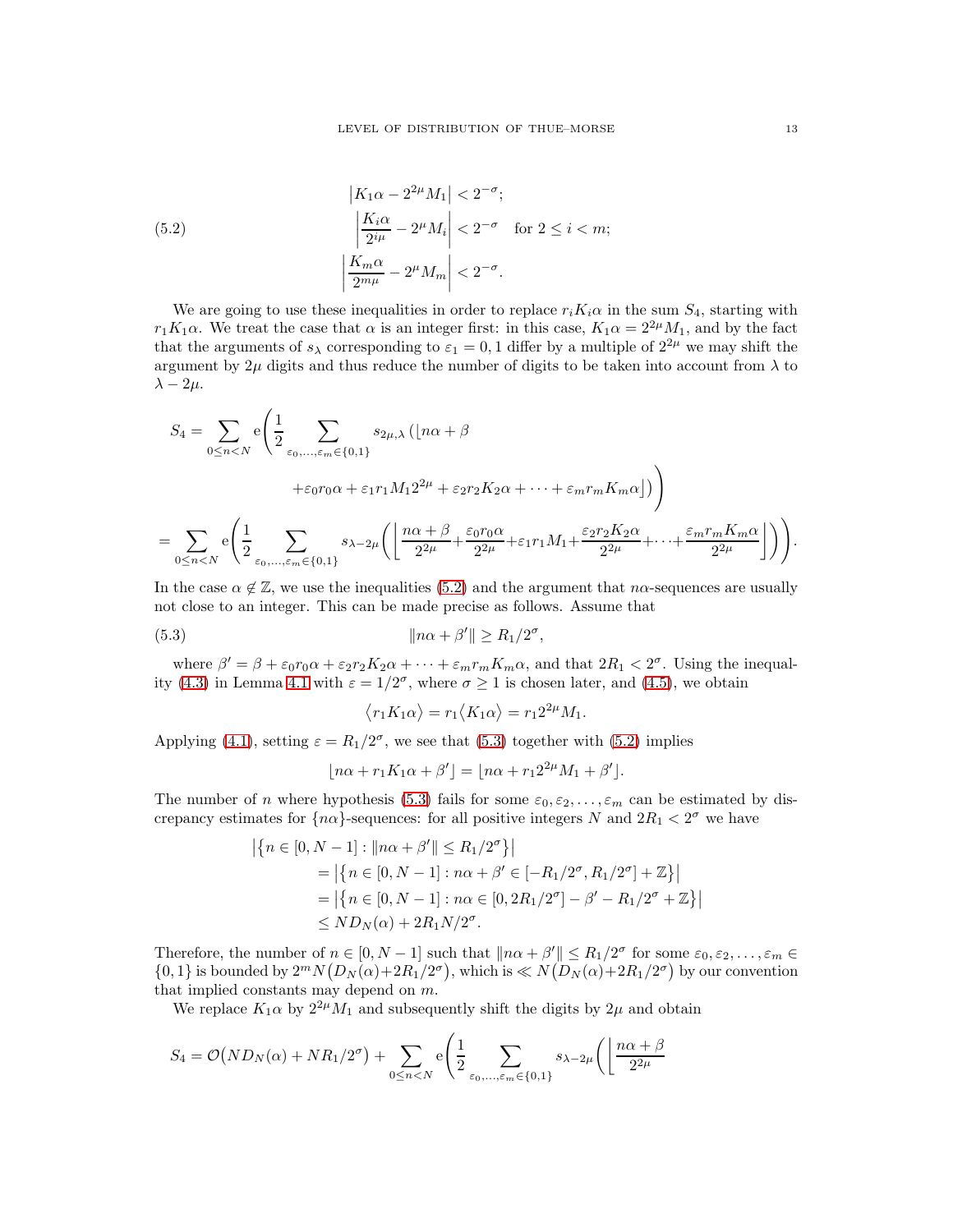$$
\begin{aligned}
&\left|K_1\alpha - 2^{2\mu}M_1\right| < 2^{-\sigma};\\
&\left|\frac{K_i\alpha}{2^{i\mu}} - 2^{\mu}M_i\right| < 2^{-\sigma} \quad \text{for } 2 \le i < m;\\
&\left|\frac{K_m\alpha}{2^{m\mu}} - 2^{\mu}M_m\right| < 2^{-\sigma}.
\end{aligned}
\tag{5.2}
$$

We are going to use these inequalities in order to replace $r_iK_i\alpha$ in the sum $S_4$, starting with $r_1K_1\alpha$. We treat the case that $\alpha$ is an integer first: in this case, $K_1\alpha = 2^{2\mu}M_1$, and by the fact that the arguments of $s_\lambda$ corresponding to $\varepsilon_1 = 0, 1$ differ by a multiple of $2^{2\mu}$ we may shift the argument by $2\mu$ digits and thus reduce the number of digits to be taken into account from $\lambda$ to $\lambda - 2\mu$.

$$
\begin{aligned}
S_4 &= \sum_{0\le n<N} \mathrm{e}\Bigg(\frac{1}{2}\sum_{\varepsilon_0,\ldots,\varepsilon_m\in\{0,1\}} s_{2\mu,\lambda}\big(\lfloor n\alpha + \beta \\
&\qquad\qquad + \varepsilon_0 r_0\alpha + \varepsilon_1 r_1 M_1 2^{2\mu} + \varepsilon_2 r_2 K_2\alpha + \cdots + \varepsilon_m r_m K_m\alpha\rfloor\big)\Bigg)\\
&= \sum_{0\le n<N} \mathrm{e}\Bigg(\frac{1}{2}\sum_{\varepsilon_0,\ldots,\varepsilon_m\in\{0,1\}} s_{\lambda-2\mu}\bigg(\bigg\lfloor \frac{n\alpha+\beta}{2^{2\mu}} + \frac{\varepsilon_0 r_0\alpha}{2^{2\mu}} + \varepsilon_1 r_1 M_1 + \frac{\varepsilon_2 r_2 K_2\alpha}{2^{2\mu}} + \cdots + \frac{\varepsilon_m r_m K_m\alpha}{2^{2\mu}}\bigg\rfloor\bigg)\Bigg).
\end{aligned}
$$

In the case $\alpha \notin \mathbb{Z}$, we use the inequalities (5.2) and the argument that $n\alpha$-sequences are usually not close to an integer. This can be made precise as follows. Assume that

$$
\|n\alpha + \beta'\| \ge R_1/2^{\sigma}, \tag{5.3}
$$

where $\beta' = \beta + \varepsilon_0 r_0\alpha + \varepsilon_2 r_2 K_2\alpha + \cdots + \varepsilon_m r_m K_m\alpha$, and that $2R_1 < 2^{\sigma}$. Using the inequality (4.3) in Lemma 4.1 with $\varepsilon = 1/2^{\sigma}$, where $\sigma \ge 1$ is chosen later, and (4.5), we obtain

$$
\langle r_1 K_1\alpha\rangle = r_1\langle K_1\alpha\rangle = r_1 2^{2\mu} M_1.
$$

Applying (4.1), setting $\varepsilon = R_1/2^{\sigma}$, we see that (5.3) together with (5.2) implies

$$
\lfloor n\alpha + r_1K_1\alpha + \beta'\rfloor = \lfloor n\alpha + r_1 2^{2\mu}M_1 + \beta'\rfloor.
$$

The number of $n$ where hypothesis (5.3) fails for some $\varepsilon_0, \varepsilon_2, \ldots, \varepsilon_m$ can be estimated by discrepancy estimates for $\{n\alpha\}$-sequences: for all positive integers $N$ and $2R_1 < 2^{\sigma}$ we have

$$
\begin{aligned}
&\left|\left\{n \in [0, N-1] : \|n\alpha + \beta'\| \le R_1/2^{\sigma}\right\}\right|\\
&\quad = \left|\left\{n \in [0, N-1] : n\alpha + \beta' \in [-R_1/2^{\sigma}, R_1/2^{\sigma}] + \mathbb{Z}\right\}\right|\\
&\quad = \left|\left\{n \in [0, N-1] : n\alpha \in [0, 2R_1/2^{\sigma}] - \beta' - R_1/2^{\sigma} + \mathbb{Z}\right\}\right|\\
&\quad \le N D_N(\alpha) + 2R_1 N/2^{\sigma}.
\end{aligned}
$$

Therefore, the number of $n \in [0, N-1]$ such that $\|n\alpha + \beta'\| \le R_1/2^{\sigma}$ for some $\varepsilon_0, \varepsilon_2, \ldots, \varepsilon_m \in \{0,1\}$ is bounded by $2^m N\big(D_N(\alpha) + 2R_1/2^{\sigma}\big)$, which is $\ll N\big(D_N(\alpha) + 2R_1/2^{\sigma}\big)$ by our convention that implied constants may depend on $m$.

We replace $K_1\alpha$ by $2^{2\mu}M_1$ and subsequently shift the digits by $2\mu$ and obtain

$$
S_4 = \mathcal{O}\big(ND_N(\alpha) + NR_1/2^{\sigma}\big) + \sum_{0\le n<N} \mathrm{e}\Bigg(\frac{1}{2}\sum_{\varepsilon_0,\ldots,\varepsilon_m\in\{0,1\}} s_{\lambda-2\mu}\bigg(\bigg\lfloor \frac{n\alpha+\beta}{2^{2\mu}}
$$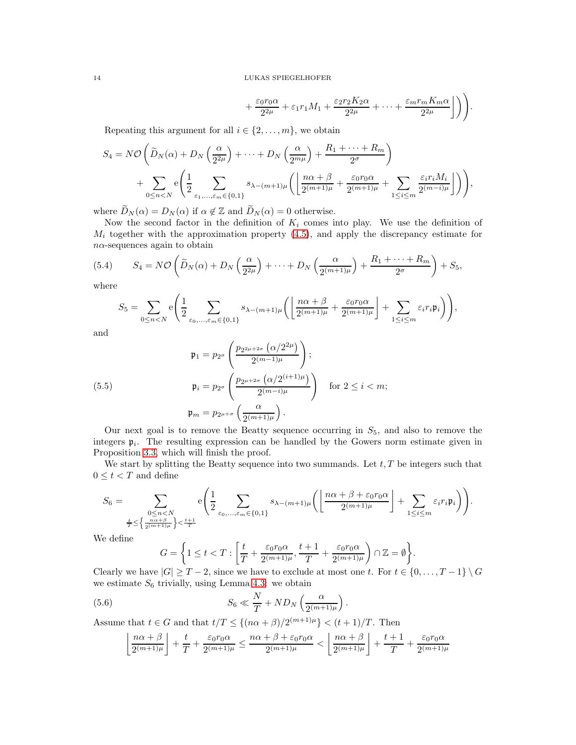$$+ \frac{\varepsilon_0 r_0 \alpha}{2^{2\mu}} + \varepsilon_1 r_1 M_1 + \frac{\varepsilon_2 r_2 K_2 \alpha}{2^{2\mu}} + \cdots + \frac{\varepsilon_m r_m K_m \alpha}{2^{2\mu}} \bigg\rfloor \bigg) \Bigg).$$

Repeating this argument for all $i \in \{2, \ldots, m\}$, we obtain

$$S_4 = N\mathcal{O}\left( \widetilde{D}_N(\alpha) + D_N\left(\frac{\alpha}{2^{2\mu}}\right) + \cdots + D_N\left(\frac{\alpha}{2^{m\mu}}\right) + \frac{R_1 + \cdots + R_m}{2^\sigma} \right) + \sum_{0 \le n < N} \mathrm{e}\Bigg( \frac{1}{2} \sum_{\varepsilon_1, \ldots, \varepsilon_m \in \{0,1\}} s_{\lambda-(m+1)\mu}\bigg( \bigg\lfloor \frac{n\alpha + \beta}{2^{(m+1)\mu}} + \frac{\varepsilon_0 r_0 \alpha}{2^{(m+1)\mu}} + \sum_{1 \le i \le m} \frac{\varepsilon_i r_i M_i}{2^{(m-i)\mu}} \bigg\rfloor \bigg) \Bigg),$$

where $\widetilde{D}_N(\alpha) = D_N(\alpha)$ if $\alpha \notin \mathbb{Z}$ and $\widetilde{D}_N(\alpha) = 0$ otherwise.

Now the second factor in the definition of $K_i$ comes into play. We use the definition of $M_i$ together with the approximation property (4.5), and apply the discrepancy estimate for $n\alpha$-sequences again to obtain

$$S_4 = N\mathcal{O}\left( \widetilde{D}_N(\alpha) + D_N\left(\frac{\alpha}{2^{2\mu}}\right) + \cdots + D_N\left(\frac{\alpha}{2^{(m+1)\mu}}\right) + \frac{R_1 + \cdots + R_m}{2^\sigma} \right) + S_5, \tag{5.4}$$

where

$$S_5 = \sum_{0 \le n < N} \mathrm{e}\Bigg( \frac{1}{2} \sum_{\varepsilon_0, \ldots, \varepsilon_m \in \{0,1\}} s_{\lambda-(m+1)\mu}\bigg( \bigg\lfloor \frac{n\alpha + \beta}{2^{(m+1)\mu}} + \frac{\varepsilon_0 r_0 \alpha}{2^{(m+1)\mu}} \bigg\rfloor + \sum_{1 \le i \le m} \varepsilon_i r_i \mathfrak{p}_i \bigg) \Bigg),$$

and

$$\begin{aligned}
\mathfrak{p}_1 &= p_{2^\sigma}\left( \frac{p_{2^{2\mu+2\sigma}}\left(\alpha/2^{2\mu}\right)}{2^{(m-1)\mu}} \right); \\
\mathfrak{p}_i &= p_{2^\sigma}\left( \frac{p_{2^{\mu+2\sigma}}\left(\alpha/2^{(i+1)\mu}\right)}{2^{(m-i)\mu}} \right) \quad \text{for } 2 \le i < m; \\
\mathfrak{p}_m &= p_{2^{\mu+\sigma}}\left( \frac{\alpha}{2^{(m+1)\mu}} \right).
\end{aligned} \tag{5.5}$$

Our next goal is to remove the Beatty sequence occurring in $S_5$, and also to remove the integers $\mathfrak{p}_i$. The resulting expression can be handled by the Gowers norm estimate given in Proposition 3.3, which will finish the proof.

We start by splitting the Beatty sequence into two summands. Let $t, T$ be integers such that $0 \le t < T$ and define

$$S_6 = \sum_{\substack{0 \le n < N \\ \frac{t}{T} \le \left\{ \frac{n\alpha + \beta}{2^{(m+1)\mu}} \right\} < \frac{t+1}{T}}} \mathrm{e}\Bigg( \frac{1}{2} \sum_{\varepsilon_0, \ldots, \varepsilon_m \in \{0,1\}} s_{\lambda-(m+1)\mu}\bigg( \bigg\lfloor \frac{n\alpha + \beta + \varepsilon_0 r_0 \alpha}{2^{(m+1)\mu}} \bigg\rfloor + \sum_{1 \le i \le m} \varepsilon_i r_i \mathfrak{p}_i \bigg) \Bigg).$$

We define

$$G = \left\{ 1 \le t < T : \left[ \frac{t}{T} + \frac{\varepsilon_0 r_0 \alpha}{2^{(m+1)\mu}}, \frac{t+1}{T} + \frac{\varepsilon_0 r_0 \alpha}{2^{(m+1)\mu}} \right) \cap \mathbb{Z} = \emptyset \right\}.$$

Clearly we have $|G| \ge T - 2$, since we have to exclude at most one $t$. For $t \in \{0, \ldots, T-1\} \setminus G$ we estimate $S_6$ trivially, using Lemma 4.3: we obtain

$$S_6 \ll \frac{N}{T} + N D_N\left( \frac{\alpha}{2^{(m+1)\mu}} \right). \tag{5.6}$$

Assume that $t \in G$ and that $t/T \le \{(n\alpha + \beta)/2^{(m+1)\mu}\} < (t+1)/T$. Then

$$\left\lfloor \frac{n\alpha + \beta}{2^{(m+1)\mu}} \right\rfloor + \frac{t}{T} + \frac{\varepsilon_0 r_0 \alpha}{2^{(m+1)\mu}} \le \frac{n\alpha + \beta + \varepsilon_0 r_0 \alpha}{2^{(m+1)\mu}} < \left\lfloor \frac{n\alpha + \beta}{2^{(m+1)\mu}} \right\rfloor + \frac{t+1}{T} + \frac{\varepsilon_0 r_0 \alpha}{2^{(m+1)\mu}}$$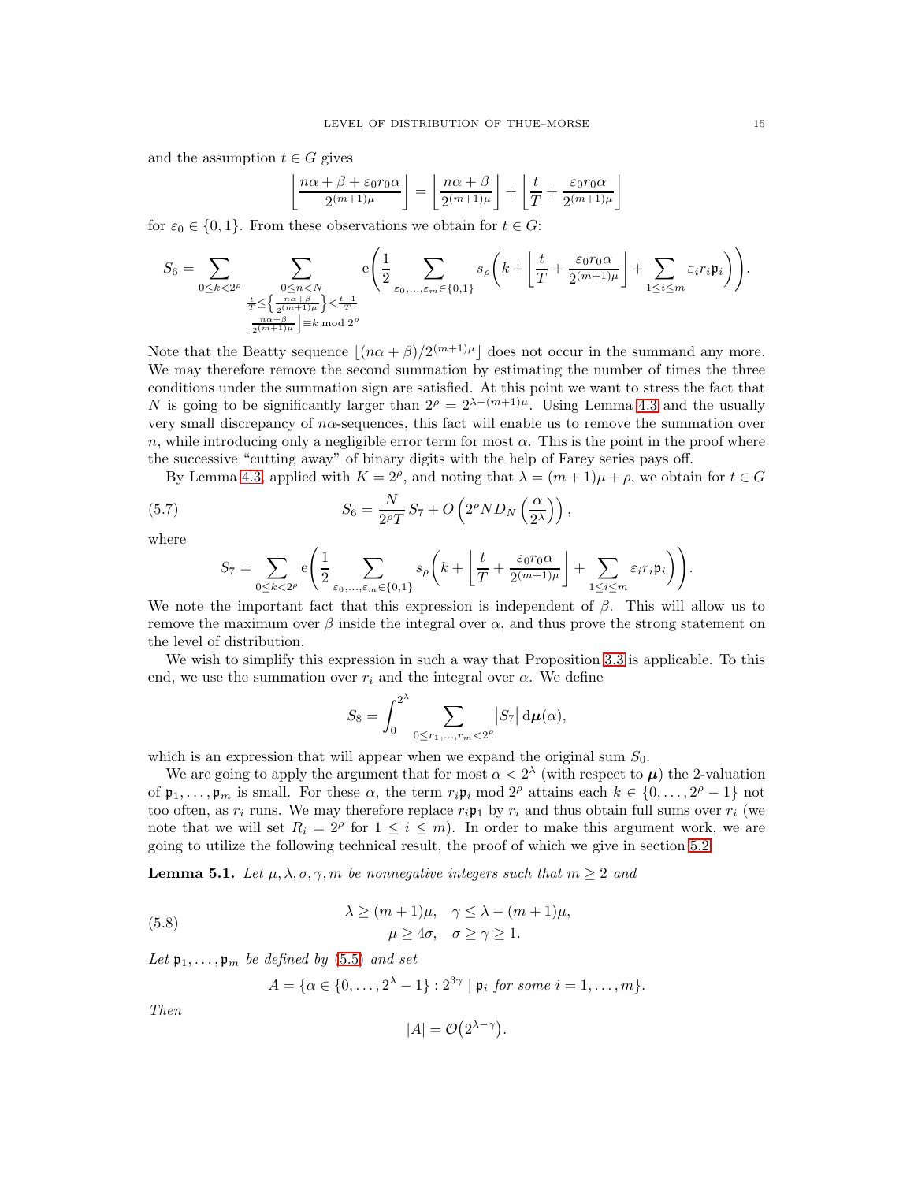and the assumption $t \in G$ gives

$$\left\lfloor \frac{n\alpha + \beta + \varepsilon_0 r_0 \alpha}{2^{(m+1)\mu}} \right\rfloor = \left\lfloor \frac{n\alpha + \beta}{2^{(m+1)\mu}} \right\rfloor + \left\lfloor \frac{t}{T} + \frac{\varepsilon_0 r_0 \alpha}{2^{(m+1)\mu}} \right\rfloor$$

for $\varepsilon_0 \in \{0,1\}$. From these observations we obtain for $t \in G$:

$$S_6 = \sum_{0 \le k < 2^\rho} \sum_{\substack{0 \le n < N \\ \frac{t}{T} \le \left\{ \frac{n\alpha+\beta}{2^{(m+1)\mu}} \right\} < \frac{t+1}{T} \\ \left\lfloor \frac{n\alpha+\beta}{2^{(m+1)\mu}} \right\rfloor \equiv k \bmod 2^\rho}} \mathrm{e}\left( \frac{1}{2} \sum_{\varepsilon_0, \ldots, \varepsilon_m \in \{0,1\}} s_\rho \left( k + \left\lfloor \frac{t}{T} + \frac{\varepsilon_0 r_0 \alpha}{2^{(m+1)\mu}} \right\rfloor + \sum_{1 \le i \le m} \varepsilon_i r_i \mathfrak{p}_i \right) \right).$$

Note that the Beatty sequence $\lfloor (n\alpha + \beta)/2^{(m+1)\mu} \rfloor$ does not occur in the summand any more. We may therefore remove the second summation by estimating the number of times the three conditions under the summation sign are satisfied. At this point we want to stress the fact that $N$ is going to be significantly larger than $2^\rho = 2^{\lambda-(m+1)\mu}$. Using Lemma 4.3 and the usually very small discrepancy of $n\alpha$-sequences, this fact will enable us to remove the summation over $n$, while introducing only a negligible error term for most $\alpha$. This is the point in the proof where the successive "cutting away" of binary digits with the help of Farey series pays off.

By Lemma 4.3, applied with $K = 2^\rho$, and noting that $\lambda = (m+1)\mu + \rho$, we obtain for $t \in G$

$$S_6 = \frac{N}{2^\rho T} S_7 + O\left( 2^\rho N D_N \left( \frac{\alpha}{2^\lambda} \right) \right), \tag{5.7}$$

where

$$S_7 = \sum_{0 \le k < 2^\rho} \mathrm{e}\left( \frac{1}{2} \sum_{\varepsilon_0, \ldots, \varepsilon_m \in \{0,1\}} s_\rho \left( k + \left\lfloor \frac{t}{T} + \frac{\varepsilon_0 r_0 \alpha}{2^{(m+1)\mu}} \right\rfloor + \sum_{1 \le i \le m} \varepsilon_i r_i \mathfrak{p}_i \right) \right).$$

We note the important fact that this expression is independent of $\beta$. This will allow us to remove the maximum over $\beta$ inside the integral over $\alpha$, and thus prove the strong statement on the level of distribution.

We wish to simplify this expression in such a way that Proposition 3.3 is applicable. To this end, we use the summation over $r_i$ and the integral over $\alpha$. We define

$$S_8 = \int_0^{2^\lambda} \sum_{0 \le r_1, \ldots, r_m < 2^\rho} \left| S_7 \right| \mathrm{d}\boldsymbol{\mu}(\alpha),$$

which is an expression that will appear when we expand the original sum $S_0$.

We are going to apply the argument that for most $\alpha < 2^\lambda$ (with respect to $\boldsymbol{\mu}$) the 2-valuation of $\mathfrak{p}_1, \ldots, \mathfrak{p}_m$ is small. For these $\alpha$, the term $r_i \mathfrak{p}_i \bmod 2^\rho$ attains each $k \in \{0, \ldots, 2^\rho - 1\}$ not too often, as $r_i$ runs. We may therefore replace $r_i \mathfrak{p}_1$ by $r_i$ and thus obtain full sums over $r_i$ (we note that we will set $R_i = 2^\rho$ for $1 \le i \le m$). In order to make this argument work, we are going to utilize the following technical result, the proof of which we give in section 5.2.

**Lemma 5.1.** *Let $\mu, \lambda, \sigma, \gamma, m$ be nonnegative integers such that $m \ge 2$ and*

$$\begin{aligned} \lambda \ge (m+1)\mu, \quad \gamma \le \lambda - (m+1)\mu, \\ \mu \ge 4\sigma, \quad \sigma \ge \gamma \ge 1. \end{aligned} \tag{5.8}$$

*Let $\mathfrak{p}_1, \ldots, \mathfrak{p}_m$ be defined by (5.5) and set*

$$A = \{\alpha \in \{0, \ldots, 2^\lambda - 1\} : 2^{3\gamma} \mid \mathfrak{p}_i \text{ for some } i = 1, \ldots, m\}.$$

*Then*

$$|A| = \mathcal{O}\bigl(2^{\lambda-\gamma}\bigr).$$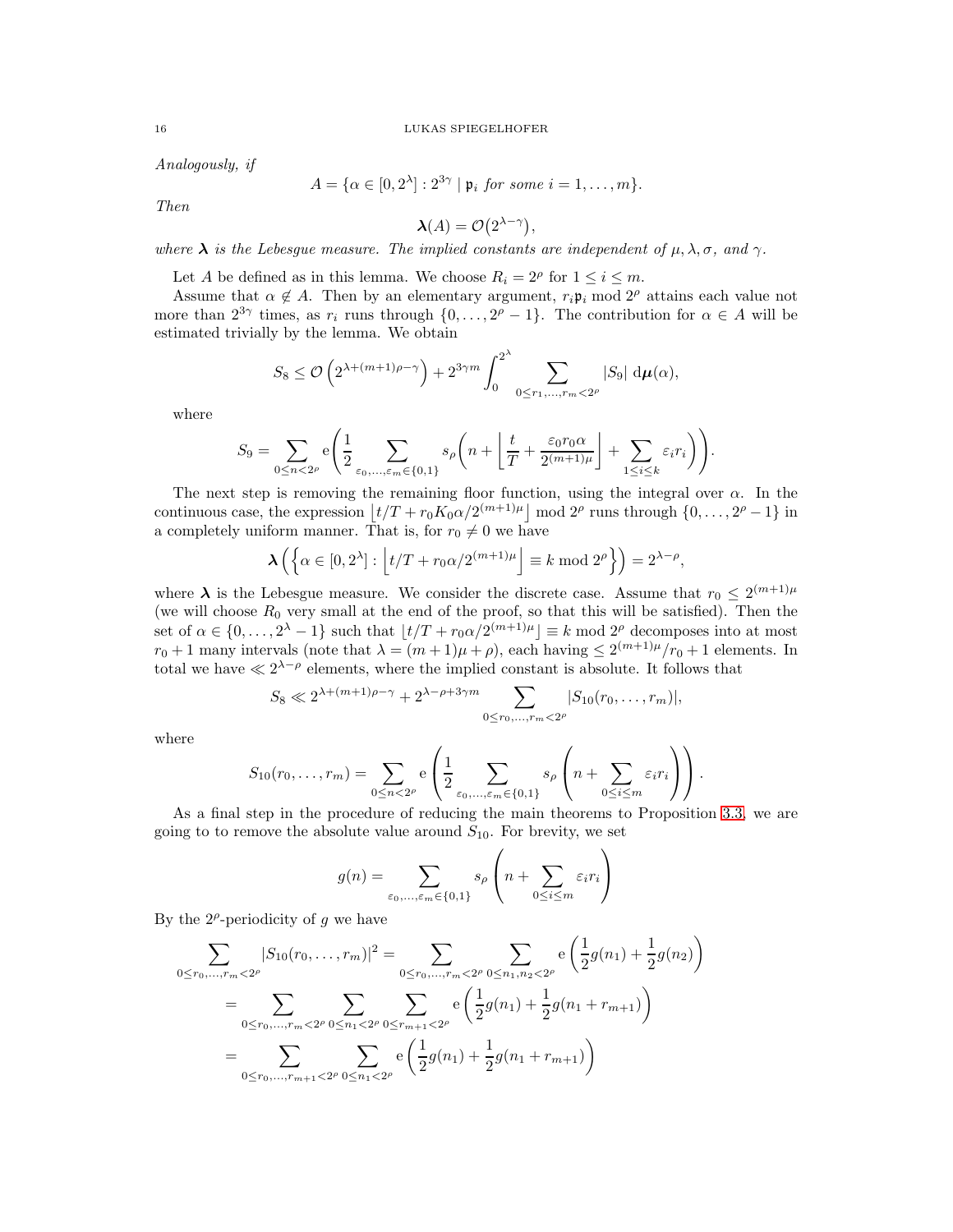*Analogously, if*

$$A = \{\alpha \in [0, 2^\lambda] : 2^{3\gamma} \mid \mathfrak{p}_i \text{ for some } i = 1, \ldots, m\}.$$

*Then*

$$\boldsymbol{\lambda}(A) = \mathcal{O}\big(2^{\lambda-\gamma}\big),$$

*where $\boldsymbol{\lambda}$ is the Lebesgue measure. The implied constants are independent of $\mu, \lambda, \sigma$, and $\gamma$.*

Let $A$ be defined as in this lemma. We choose $R_i = 2^\rho$ for $1 \le i \le m$.

Assume that $\alpha \notin A$. Then by an elementary argument, $r_i \mathfrak{p}_i \bmod 2^\rho$ attains each value not more than $2^{3\gamma}$ times, as $r_i$ runs through $\{0, \ldots, 2^\rho - 1\}$. The contribution for $\alpha \in A$ will be estimated trivially by the lemma. We obtain

$$S_8 \le \mathcal{O}\left(2^{\lambda + (m+1)\rho - \gamma}\right) + 2^{3\gamma m} \int_0^{2^\lambda} \sum_{0 \le r_1, \ldots, r_m < 2^\rho} |S_9| \, \mathrm{d}\boldsymbol{\mu}(\alpha),$$

where

$$S_9 = \sum_{0 \le n < 2^\rho} \mathrm{e}\left(\frac{1}{2} \sum_{\varepsilon_0, \ldots, \varepsilon_m \in \{0,1\}} s_\rho\left(n + \left\lfloor \frac{t}{T} + \frac{\varepsilon_0 r_0 \alpha}{2^{(m+1)\mu}} \right\rfloor + \sum_{1 \le i \le k} \varepsilon_i r_i\right)\right).$$

The next step is removing the remaining floor function, using the integral over $\alpha$. In the continuous case, the expression $\lfloor t/T + r_0 K_0 \alpha / 2^{(m+1)\mu} \rfloor \bmod 2^\rho$ runs through $\{0, \ldots, 2^\rho - 1\}$ in a completely uniform manner. That is, for $r_0 \ne 0$ we have

$$\boldsymbol{\lambda}\left(\left\{\alpha \in [0, 2^\lambda] : \left\lfloor t/T + r_0 \alpha / 2^{(m+1)\mu} \right\rfloor \equiv k \bmod 2^\rho \right\}\right) = 2^{\lambda - \rho},$$

where $\boldsymbol{\lambda}$ is the Lebesgue measure. We consider the discrete case. Assume that $r_0 \le 2^{(m+1)\mu}$ (we will choose $R_0$ very small at the end of the proof, so that this will be satisfied). Then the set of $\alpha \in \{0, \ldots, 2^\lambda - 1\}$ such that $\lfloor t/T + r_0 \alpha / 2^{(m+1)\mu} \rfloor \equiv k \bmod 2^\rho$ decomposes into at most $r_0 + 1$ many intervals (note that $\lambda = (m+1)\mu + \rho$), each having $\le 2^{(m+1)\mu}/r_0 + 1$ elements. In total we have $\ll 2^{\lambda - \rho}$ elements, where the implied constant is absolute. It follows that

$$S_8 \ll 2^{\lambda + (m+1)\rho - \gamma} + 2^{\lambda - \rho + 3\gamma m} \sum_{0 \le r_0, \ldots, r_m < 2^\rho} |S_{10}(r_0, \ldots, r_m)|,$$

where

$$S_{10}(r_0, \ldots, r_m) = \sum_{0 \le n < 2^\rho} \mathrm{e}\left(\frac{1}{2} \sum_{\varepsilon_0, \ldots, \varepsilon_m \in \{0,1\}} s_\rho\left(n + \sum_{0 \le i \le m} \varepsilon_i r_i\right)\right).$$

As a final step in the procedure of reducing the main theorems to Proposition 3.3, we are going to to remove the absolute value around $S_{10}$. For brevity, we set

$$g(n) = \sum_{\varepsilon_0, \ldots, \varepsilon_m \in \{0,1\}} s_\rho\left(n + \sum_{0 \le i \le m} \varepsilon_i r_i\right)$$

By the $2^\rho$-periodicity of $g$ we have

$$\begin{aligned}
\sum_{0 \le r_0, \ldots, r_m < 2^\rho} |S_{10}(r_0, \ldots, r_m)|^2 &= \sum_{0 \le r_0, \ldots, r_m < 2^\rho} \sum_{0 \le n_1, n_2 < 2^\rho} \mathrm{e}\left(\frac{1}{2} g(n_1) + \frac{1}{2} g(n_2)\right) \\
&= \sum_{0 \le r_0, \ldots, r_m < 2^\rho} \sum_{0 \le n_1 < 2^\rho} \sum_{0 \le r_{m+1} < 2^\rho} \mathrm{e}\left(\frac{1}{2} g(n_1) + \frac{1}{2} g(n_1 + r_{m+1})\right) \\
&= \sum_{0 \le r_0, \ldots, r_{m+1} < 2^\rho} \sum_{0 \le n_1 < 2^\rho} \mathrm{e}\left(\frac{1}{2} g(n_1) + \frac{1}{2} g(n_1 + r_{m+1})\right)
\end{aligned}$$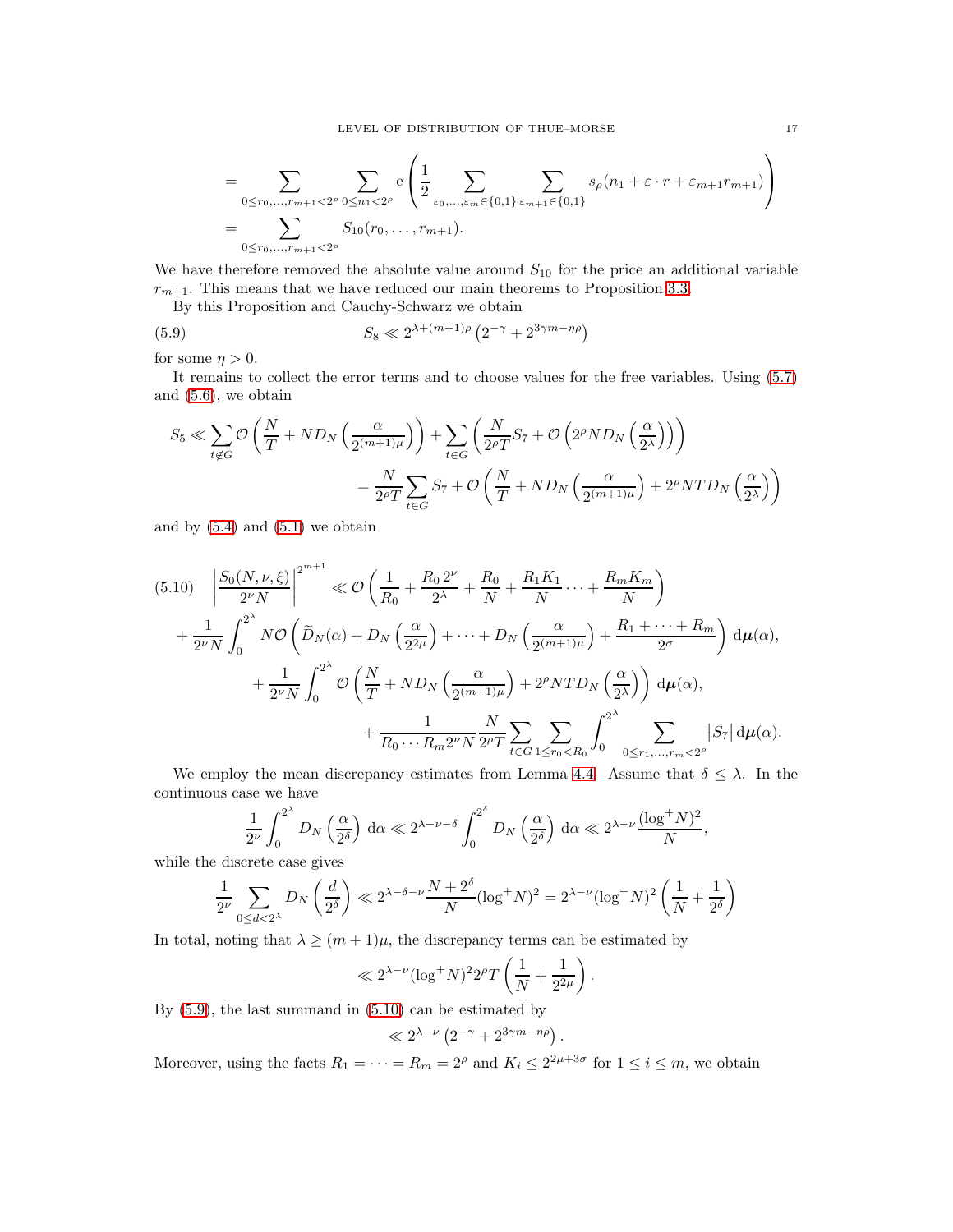$$
\begin{aligned}
&= \sum_{0\le r_0,\dots,r_{m+1}<2^\rho} \sum_{0\le n_1<2^\rho} \mathrm{e}\left(\frac{1}{2}\sum_{\varepsilon_0,\dots,\varepsilon_m\in\{0,1\}}\sum_{\varepsilon_{m+1}\in\{0,1\}} s_\rho(n_1+\varepsilon\cdot r+\varepsilon_{m+1}r_{m+1})\right)\\
&= \sum_{0\le r_0,\dots,r_{m+1}<2^\rho} S_{10}(r_0,\dots,r_{m+1}).
\end{aligned}
$$

We have therefore removed the absolute value around $S_{10}$ for the price an additional variable $r_{m+1}$. This means that we have reduced our main theorems to Proposition 3.3.

By this Proposition and Cauchy-Schwarz we obtain

$$
S_8 \ll 2^{\lambda+(m+1)\rho}\left(2^{-\gamma}+2^{3\gamma m-\eta\rho}\right) \tag{5.9}
$$

for some $\eta>0$.

It remains to collect the error terms and to choose values for the free variables. Using (5.7) and (5.6), we obtain

$$
\begin{aligned}
S_5 &\ll \sum_{t\notin G}\mathcal{O}\left(\frac{N}{T}+ND_N\left(\frac{\alpha}{2^{(m+1)\mu}}\right)\right)+\sum_{t\in G}\left(\frac{N}{2^\rho T}S_7+\mathcal{O}\left(2^\rho ND_N\left(\frac{\alpha}{2^\lambda}\right)\right)\right)\\
&= \frac{N}{2^\rho T}\sum_{t\in G}S_7+\mathcal{O}\left(\frac{N}{T}+ND_N\left(\frac{\alpha}{2^{(m+1)\mu}}\right)+2^\rho NTD_N\left(\frac{\alpha}{2^\lambda}\right)\right)
\end{aligned}
$$

and by (5.4) and (5.1) we obtain

$$
\begin{aligned}
\left|\frac{S_0(N,\nu,\xi)}{2^\nu N}\right|^{2^{m+1}} &\ll \mathcal{O}\left(\frac{1}{R_0}+\frac{R_0\,2^\nu}{2^\lambda}+\frac{R_0}{N}+\frac{R_1K_1}{N}\cdots+\frac{R_mK_m}{N}\right)\\
&+\frac{1}{2^\nu N}\int_0^{2^\lambda} N\mathcal{O}\left(\widetilde{D}_N(\alpha)+D_N\left(\frac{\alpha}{2^{2\mu}}\right)+\cdots+D_N\left(\frac{\alpha}{2^{(m+1)\mu}}\right)+\frac{R_1+\cdots+R_m}{2^\sigma}\right)\mathrm{d}\boldsymbol{\mu}(\alpha),\\
&+\frac{1}{2^\nu N}\int_0^{2^\lambda}\mathcal{O}\left(\frac{N}{T}+ND_N\left(\frac{\alpha}{2^{(m+1)\mu}}\right)+2^\rho NTD_N\left(\frac{\alpha}{2^\lambda}\right)\right)\mathrm{d}\boldsymbol{\mu}(\alpha),\\
&+\frac{1}{R_0\cdots R_m 2^\nu N}\frac{N}{2^\rho T}\sum_{t\in G}\sum_{1\le r_0<R_0}\int_0^{2^\lambda}\sum_{0\le r_1,\dots,r_m<2^\rho}\left|S_7\right|\mathrm{d}\boldsymbol{\mu}(\alpha).
\end{aligned} \tag{5.10}
$$

We employ the mean discrepancy estimates from Lemma 4.4. Assume that $\delta\le\lambda$. In the continuous case we have

$$
\frac{1}{2^\nu}\int_0^{2^\lambda} D_N\left(\frac{\alpha}{2^\delta}\right)\mathrm{d}\alpha \ll 2^{\lambda-\nu-\delta}\int_0^{2^\delta} D_N\left(\frac{\alpha}{2^\delta}\right)\mathrm{d}\alpha \ll 2^{\lambda-\nu}\frac{(\log^+N)^2}{N},
$$

while the discrete case gives

$$
\frac{1}{2^\nu}\sum_{0\le d<2^\lambda} D_N\left(\frac{d}{2^\delta}\right) \ll 2^{\lambda-\delta-\nu}\frac{N+2^\delta}{N}(\log^+N)^2 = 2^{\lambda-\nu}(\log^+N)^2\left(\frac{1}{N}+\frac{1}{2^\delta}\right)
$$

In total, noting that $\lambda\ge(m+1)\mu$, the discrepancy terms can be estimated by

$$
\ll 2^{\lambda-\nu}(\log^+N)^2 2^\rho T\left(\frac{1}{N}+\frac{1}{2^{2\mu}}\right).
$$

By (5.9), the last summand in (5.10) can be estimated by

$$
\ll 2^{\lambda-\nu}\left(2^{-\gamma}+2^{3\gamma m-\eta\rho}\right).
$$

Moreover, using the facts $R_1=\cdots=R_m=2^\rho$ and $K_i\le 2^{2\mu+3\sigma}$ for $1\le i\le m$, we obtain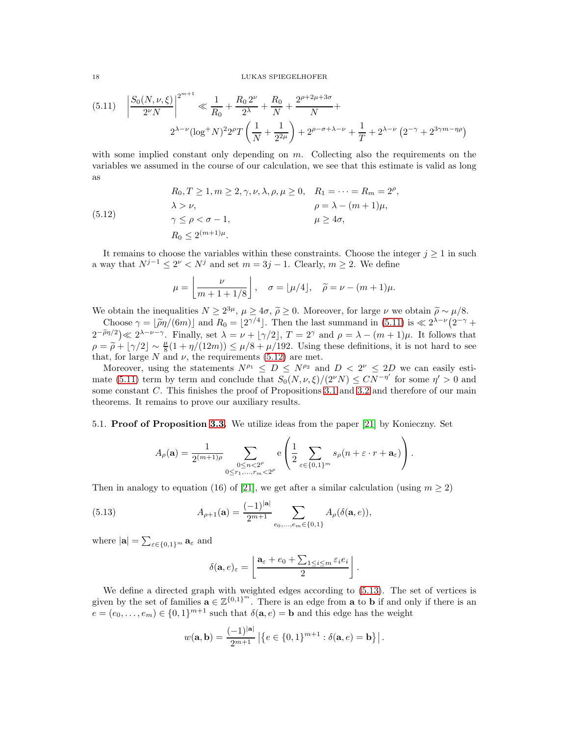$$
\left|\frac{S_0(N,\nu,\xi)}{2^\nu N}\right|^{2^{m+1}} \ll \frac{1}{R_0} + \frac{R_0\,2^\nu}{2^\lambda} + \frac{R_0}{N} + \frac{2^{\rho+2\mu+3\sigma}}{N} + 2^{\lambda-\nu}(\log^+ N)^2 2^\rho T\left(\frac{1}{N}+\frac{1}{2^{2\mu}}\right) + 2^{\rho-\sigma+\lambda-\nu} + \frac{1}{T} + 2^{\lambda-\nu}\left(2^{-\gamma}+2^{3\gamma m-\eta\rho}\right) \tag{5.11}
$$

with some implied constant only depending on $m$. Collecting also the requirements on the variables we assumed in the course of our calculation, we see that this estimate is valid as long as

$$
\begin{aligned}
&R_0, T \ge 1, m \ge 2, \gamma, \nu, \lambda, \rho, \mu \ge 0, && R_1 = \cdots = R_m = 2^\rho,\\
&\lambda > \nu, && \rho = \lambda - (m+1)\mu,\\
&\gamma \le \rho < \sigma - 1, && \mu \ge 4\sigma,\\
&R_0 \le 2^{(m+1)\mu}.
\end{aligned} \tag{5.12}
$$

It remains to choose the variables within these constraints. Choose the integer $j \ge 1$ in such a way that $N^{j-1} \le 2^\nu < N^j$ and set $m = 3j-1$. Clearly, $m \ge 2$. We define

$$
\mu = \left\lfloor \frac{\nu}{m+1+1/8} \right\rfloor, \quad \sigma = \lfloor \mu/4 \rfloor, \quad \widetilde{\rho} = \nu - (m+1)\mu.
$$

We obtain the inequalities $N \ge 2^{3\mu}$, $\mu \ge 4\sigma$, $\widetilde{\rho} \ge 0$. Moreover, for large $\nu$ we obtain $\widetilde{\rho} \sim \mu/8$.

Choose $\gamma = \lfloor \widetilde{\rho}\eta/(6m) \rfloor$ and $R_0 = \lfloor 2^{\gamma/4} \rfloor$. Then the last summand in (5.11) is $\ll 2^{\lambda-\nu}\big(2^{-\gamma} + 2^{-\widetilde{\rho}\eta/2}\big) \ll 2^{\lambda-\nu-\gamma}$. Finally, set $\lambda = \nu + \lfloor \gamma/2 \rfloor$, $T = 2^\gamma$ and $\rho = \lambda - (m+1)\mu$. It follows that $\rho = \widetilde{\rho} + \lfloor \gamma/2 \rfloor \sim \frac{\mu}{8}(1 + \eta/(12m)) \le \mu/8 + \mu/192$. Using these definitions, it is not hard to see that, for large $N$ and $\nu$, the requirements (5.12) are met.

Moreover, using the statements $N^{\rho_1} \le D \le N^{\rho_2}$ and $D < 2^\nu \le 2D$ we can easily estimate (5.11) term by term and conclude that $S_0(N,\nu,\xi)/(2^\nu N) \le CN^{-\eta'}$ for some $\eta' > 0$ and some constant $C$. This finishes the proof of Propositions 3.1 and 3.2 and therefore of our main theorems. It remains to prove our auxiliary results.

## 5.1. Proof of Proposition 3.3.

We utilize ideas from the paper [21] by Konieczny. Set

$$
A_\rho(\mathbf{a}) = \frac{1}{2^{(m+1)\rho}} \sum_{\substack{0 \le n < 2^\rho\\ 0 \le r_1,\ldots,r_m < 2^\rho}} \mathrm{e}\left(\frac{1}{2}\sum_{\varepsilon \in \{0,1\}^m} s_\rho(n + \varepsilon \cdot r + \mathbf{a}_\varepsilon)\right).
$$

Then in analogy to equation (16) of [21], we get after a similar calculation (using $m \ge 2$)

$$
A_{\rho+1}(\mathbf{a}) = \frac{(-1)^{|\mathbf{a}|}}{2^{m+1}} \sum_{e_0,\ldots,e_m \in \{0,1\}} A_\rho(\delta(\mathbf{a},e)), \tag{5.13}
$$

where $|\mathbf{a}| = \sum_{\varepsilon \in \{0,1\}^m} \mathbf{a}_\varepsilon$ and

$$
\delta(\mathbf{a},e)_\varepsilon = \left\lfloor \frac{\mathbf{a}_\varepsilon + e_0 + \sum_{1 \le i \le m} \varepsilon_i e_i}{2} \right\rfloor.
$$

We define a directed graph with weighted edges according to (5.13). The set of vertices is given by the set of families $\mathbf{a} \in \mathbb{Z}^{\{0,1\}^m}$. There is an edge from $\mathbf{a}$ to $\mathbf{b}$ if and only if there is an $e = (e_0,\ldots,e_m) \in \{0,1\}^{m+1}$ such that $\delta(\mathbf{a},e) = \mathbf{b}$ and this edge has the weight

$$
w(\mathbf{a},\mathbf{b}) = \frac{(-1)^{|\mathbf{a}|}}{2^{m+1}} \left|\left\{e \in \{0,1\}^{m+1} : \delta(\mathbf{a},e) = \mathbf{b}\right\}\right|.
$$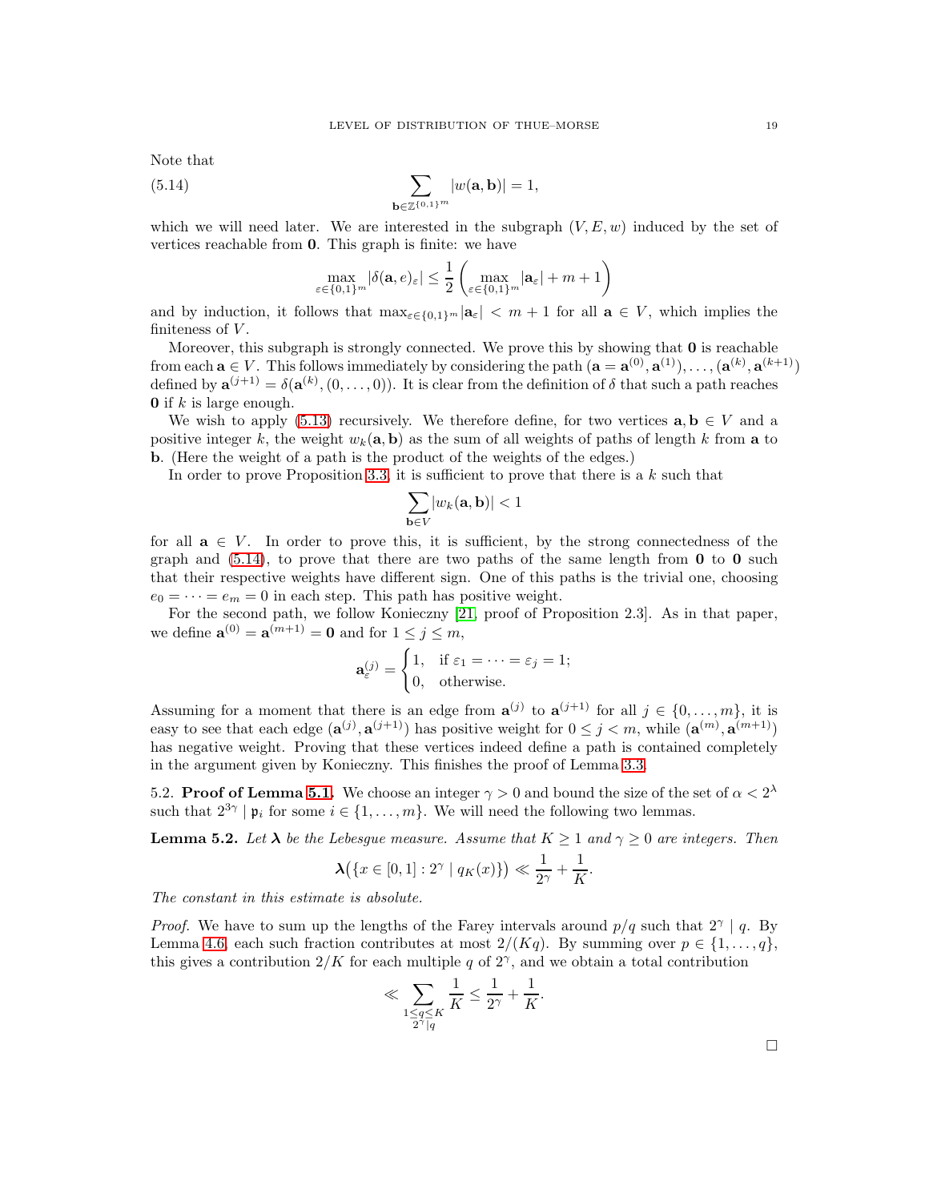Note that

$$\sum_{\mathbf{b}\in\mathbb{Z}^{\{0,1\}^m}} |w(\mathbf{a},\mathbf{b})| = 1, \tag{5.14}$$

which we will need later. We are interested in the subgraph $(V, E, w)$ induced by the set of vertices reachable from $\mathbf{0}$. This graph is finite: we have

$$\max_{\varepsilon\in\{0,1\}^m} |\delta(\mathbf{a}, e)_\varepsilon| \le \frac{1}{2}\left(\max_{\varepsilon\in\{0,1\}^m} |\mathbf{a}_\varepsilon| + m + 1\right)$$

and by induction, it follows that $\max_{\varepsilon\in\{0,1\}^m} |\mathbf{a}_\varepsilon| < m+1$ for all $\mathbf{a} \in V$, which implies the finiteness of $V$.

Moreover, this subgraph is strongly connected. We prove this by showing that $\mathbf{0}$ is reachable from each $\mathbf{a}\in V$. This follows immediately by considering the path $(\mathbf{a} = \mathbf{a}^{(0)}, \mathbf{a}^{(1)}), \ldots, (\mathbf{a}^{(k)}, \mathbf{a}^{(k+1)})$ defined by $\mathbf{a}^{(j+1)} = \delta(\mathbf{a}^{(k)}, (0, \ldots, 0))$. It is clear from the definition of $\delta$ that such a path reaches $\mathbf{0}$ if $k$ is large enough.

We wish to apply (5.13) recursively. We therefore define, for two vertices $\mathbf{a}, \mathbf{b} \in V$ and a positive integer $k$, the weight $w_k(\mathbf{a}, \mathbf{b})$ as the sum of all weights of paths of length $k$ from $\mathbf{a}$ to $\mathbf{b}$. (Here the weight of a path is the product of the weights of the edges.)

In order to prove Proposition 3.3, it is sufficient to prove that there is a $k$ such that

$$\sum_{\mathbf{b}\in V} |w_k(\mathbf{a}, \mathbf{b})| < 1$$

for all $\mathbf{a} \in V$. In order to prove this, it is sufficient, by the strong connectedness of the graph and (5.14), to prove that there are two paths of the same length from $\mathbf{0}$ to $\mathbf{0}$ such that their respective weights have different sign. One of this paths is the trivial one, choosing $e_0 = \cdots = e_m = 0$ in each step. This path has positive weight.

For the second path, we follow Konieczny [21, proof of Proposition 2.3]. As in that paper, we define $\mathbf{a}^{(0)} = \mathbf{a}^{(m+1)} = \mathbf{0}$ and for $1 \le j \le m$,

$$\mathbf{a}_\varepsilon^{(j)} = \begin{cases} 1, & \text{if } \varepsilon_1 = \cdots = \varepsilon_j = 1; \\ 0, & \text{otherwise.} \end{cases}$$

Assuming for a moment that there is an edge from $\mathbf{a}^{(j)}$ to $\mathbf{a}^{(j+1)}$ for all $j \in \{0, \ldots, m\}$, it is easy to see that each edge $(\mathbf{a}^{(j)}, \mathbf{a}^{(j+1)})$ has positive weight for $0 \le j < m$, while $(\mathbf{a}^{(m)}, \mathbf{a}^{(m+1)})$ has negative weight. Proving that these vertices indeed define a path is contained completely in the argument given by Konieczny. This finishes the proof of Lemma 3.3.

## 5.2. Proof of Lemma 5.1.

We choose an integer $\gamma > 0$ and bound the size of the set of $\alpha < 2^\lambda$ such that $2^{3\gamma} \mid \mathfrak{p}_i$ for some $i \in \{1, \ldots, m\}$. We will need the following two lemmas.

**Lemma 5.2.** *Let $\boldsymbol{\lambda}$ be the Lebesgue measure. Assume that $K \ge 1$ and $\gamma \ge 0$ are integers. Then*

$$\boldsymbol{\lambda}\big(\{x \in [0,1] : 2^\gamma \mid q_K(x)\}\big) \ll \frac{1}{2^\gamma} + \frac{1}{K}.$$

*The constant in this estimate is absolute.*

*Proof.* We have to sum up the lengths of the Farey intervals around $p/q$ such that $2^\gamma \mid q$. By Lemma 4.6, each such fraction contributes at most $2/(Kq)$. By summing over $p \in \{1, \ldots, q\}$, this gives a contribution $2/K$ for each multiple $q$ of $2^\gamma$, and we obtain a total contribution

$$\ll \sum_{\substack{1\le q\le K\\ 2^\gamma \mid q}} \frac{1}{K} \le \frac{1}{2^\gamma} + \frac{1}{K}.$$

$\square$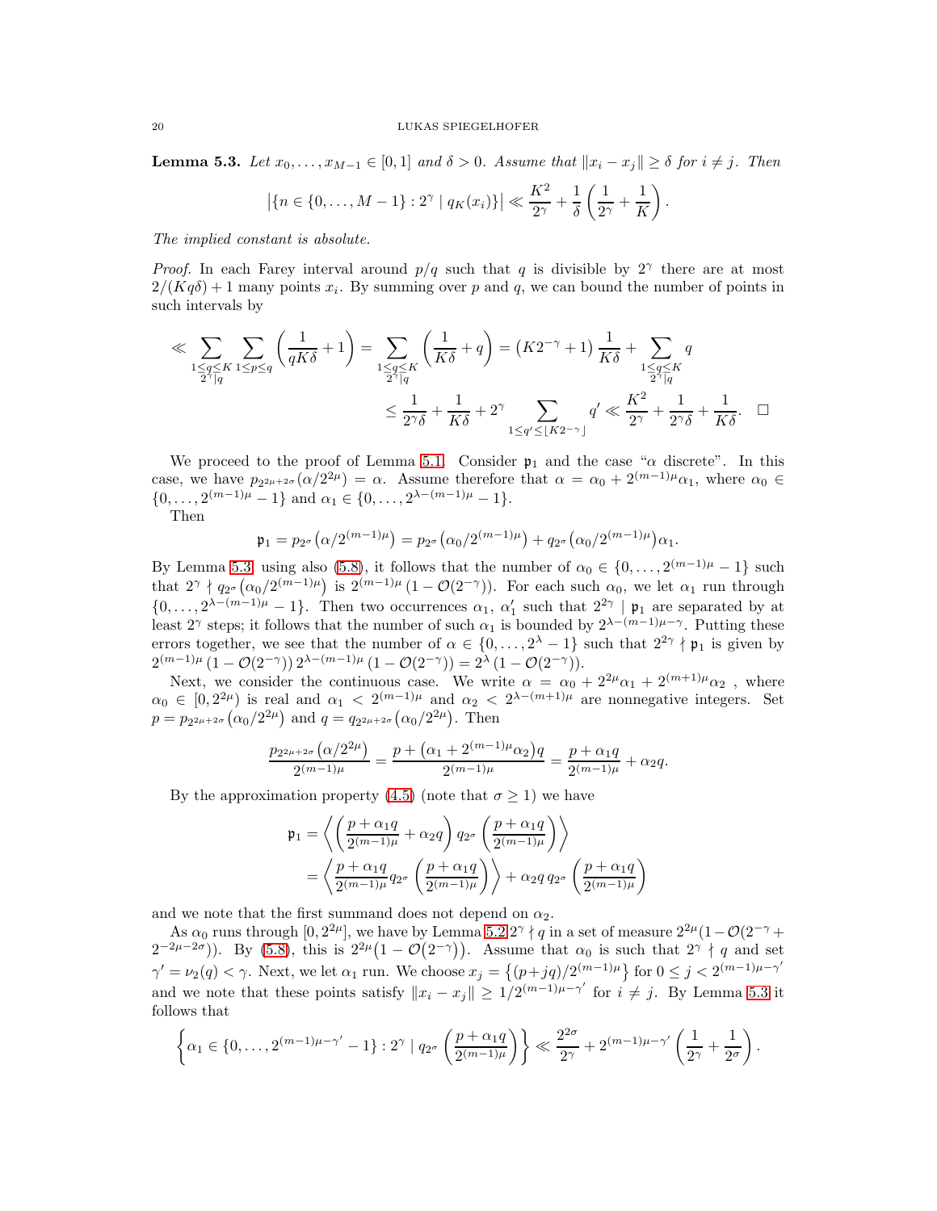**Lemma 5.3.** *Let $x_0, \ldots, x_{M-1} \in [0,1]$ and $\delta > 0$. Assume that $\|x_i - x_j\| \geq \delta$ for $i \neq j$. Then*

$$\left|\{n \in \{0, \ldots, M-1\} : 2^\gamma \mid q_K(x_i)\}\right| \ll \frac{K^2}{2^\gamma} + \frac{1}{\delta}\left(\frac{1}{2^\gamma} + \frac{1}{K}\right).$$

*The implied constant is absolute.*

*Proof.* In each Farey interval around $p/q$ such that $q$ is divisible by $2^\gamma$ there are at most $2/(Kq\delta) + 1$ many points $x_i$. By summing over $p$ and $q$, we can bound the number of points in such intervals by

$$\begin{aligned}
\ll \sum_{\substack{1 \leq q \leq K \\ 2^\gamma \mid q}} \sum_{1 \leq p \leq q} \left(\frac{1}{qK\delta} + 1\right) &= \sum_{\substack{1 \leq q \leq K \\ 2^\gamma \mid q}} \left(\frac{1}{K\delta} + q\right) = \left(K2^{-\gamma} + 1\right)\frac{1}{K\delta} + \sum_{\substack{1 \leq q \leq K \\ 2^\gamma \mid q}} q \\
&\leq \frac{1}{2^\gamma \delta} + \frac{1}{K\delta} + 2^\gamma \sum_{1 \leq q' \leq \lfloor K 2^{-\gamma} \rfloor} q' \ll \frac{K^2}{2^\gamma} + \frac{1}{2^\gamma \delta} + \frac{1}{K\delta}. \quad \square
\end{aligned}$$

We proceed to the proof of Lemma 5.1. Consider $\mathfrak{p}_1$ and the case "$\alpha$ discrete". In this case, we have $p_{2^{2\mu+2\sigma}}(\alpha/2^{2\mu}) = \alpha$. Assume therefore that $\alpha = \alpha_0 + 2^{(m-1)\mu}\alpha_1$, where $\alpha_0 \in \{0, \ldots, 2^{(m-1)\mu} - 1\}$ and $\alpha_1 \in \{0, \ldots, 2^{\lambda-(m-1)\mu} - 1\}$.

Then

$$\mathfrak{p}_1 = p_{2^\sigma}\left(\alpha/2^{(m-1)\mu}\right) = p_{2^\sigma}\left(\alpha_0/2^{(m-1)\mu}\right) + q_{2^\sigma}\left(\alpha_0/2^{(m-1)\mu}\right)\alpha_1.$$

By Lemma 5.3, using also (5.8), it follows that the number of $\alpha_0 \in \{0, \ldots, 2^{(m-1)\mu} - 1\}$ such that $2^\gamma \nmid q_{2^\sigma}\left(\alpha_0/2^{(m-1)\mu}\right)$ is $2^{(m-1)\mu}\left(1 - \mathcal{O}(2^{-\gamma})\right)$. For each such $\alpha_0$, we let $\alpha_1$ run through $\{0, \ldots, 2^{\lambda-(m-1)\mu} - 1\}$. Then two occurrences $\alpha_1$, $\alpha_1'$ such that $2^{2\gamma} \mid \mathfrak{p}_1$ are separated by at least $2^\gamma$ steps; it follows that the number of such $\alpha_1$ is bounded by $2^{\lambda-(m-1)\mu-\gamma}$. Putting these errors together, we see that the number of $\alpha \in \{0, \ldots, 2^\lambda - 1\}$ such that $2^{2\gamma} \nmid \mathfrak{p}_1$ is given by $2^{(m-1)\mu}\left(1 - \mathcal{O}(2^{-\gamma})\right) 2^{\lambda-(m-1)\mu}\left(1 - \mathcal{O}(2^{-\gamma})\right) = 2^\lambda\left(1 - \mathcal{O}(2^{-\gamma})\right)$.

Next, we consider the continuous case. We write $\alpha = \alpha_0 + 2^{2\mu}\alpha_1 + 2^{(m+1)\mu}\alpha_2$ , where $\alpha_0 \in [0, 2^{2\mu})$ is real and $\alpha_1 < 2^{(m-1)\mu}$ and $\alpha_2 < 2^{\lambda-(m+1)\mu}$ are nonnegative integers. Set $p = p_{2^{2\mu+2\sigma}}\left(\alpha_0/2^{2\mu}\right)$ and $q = q_{2^{2\mu+2\sigma}}\left(\alpha_0/2^{2\mu}\right)$. Then

$$\frac{p_{2^{2\mu+2\sigma}}\left(\alpha/2^{2\mu}\right)}{2^{(m-1)\mu}} = \frac{p + \left(\alpha_1 + 2^{(m-1)\mu}\alpha_2\right)q}{2^{(m-1)\mu}} = \frac{p + \alpha_1 q}{2^{(m-1)\mu}} + \alpha_2 q.$$

By the approximation property (4.5) (note that $\sigma \geq 1$) we have

$$\begin{aligned}
\mathfrak{p}_1 &= \left\langle \left(\frac{p + \alpha_1 q}{2^{(m-1)\mu}} + \alpha_2 q\right) q_{2^\sigma}\left(\frac{p + \alpha_1 q}{2^{(m-1)\mu}}\right) \right\rangle \\
&= \left\langle \frac{p + \alpha_1 q}{2^{(m-1)\mu}} q_{2^\sigma}\left(\frac{p + \alpha_1 q}{2^{(m-1)\mu}}\right) \right\rangle + \alpha_2 q \, q_{2^\sigma}\left(\frac{p + \alpha_1 q}{2^{(m-1)\mu}}\right)
\end{aligned}$$

and we note that the first summand does not depend on $\alpha_2$.

As $\alpha_0$ runs through $[0, 2^{2\mu}]$, we have by Lemma 5.2 $2^\gamma \nmid q$ in a set of measure $2^{2\mu}(1 - \mathcal{O}(2^{-\gamma} + 2^{-2\mu-2\sigma}))$. By (5.8), this is $2^{2\mu}\left(1 - \mathcal{O}(2^{-\gamma})\right)$. Assume that $\alpha_0$ is such that $2^\gamma \nmid q$ and set $\gamma' = \nu_2(q) < \gamma$. Next, we let $\alpha_1$ run. We choose $x_j = \left\{(p + jq)/2^{(m-1)\mu}\right\}$ for $0 \leq j < 2^{(m-1)\mu-\gamma'}$ and we note that these points satisfy $\|x_i - x_j\| \geq 1/2^{(m-1)\mu-\gamma'}$ for $i \neq j$. By Lemma 5.3 it follows that

$$\left\{\alpha_1 \in \{0, \ldots, 2^{(m-1)\mu-\gamma'} - 1\} : 2^\gamma \mid q_{2^\sigma}\left(\frac{p + \alpha_1 q}{2^{(m-1)\mu}}\right)\right\} \ll \frac{2^{2\sigma}}{2^\gamma} + 2^{(m-1)\mu-\gamma'}\left(\frac{1}{2^\gamma} + \frac{1}{2^\sigma}\right).$$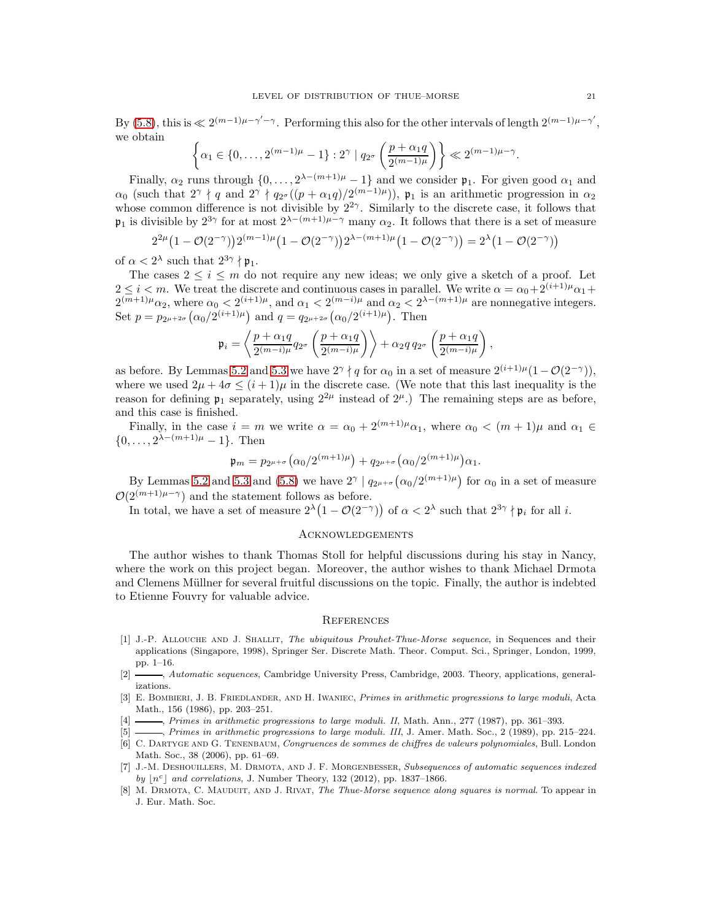By (5.8), this is $\ll 2^{(m-1)\mu-\gamma'-\gamma}$. Performing this also for the other intervals of length $2^{(m-1)\mu-\gamma'}$, we obtain

$$\left\{\alpha_1 \in \{0,\ldots,2^{(m-1)\mu}-1\} : 2^\gamma \mid q_{2^\sigma}\left(\frac{p+\alpha_1 q}{2^{(m-1)\mu}}\right)\right\} \ll 2^{(m-1)\mu-\gamma}.$$

Finally, $\alpha_2$ runs through $\{0,\ldots,2^{\lambda-(m+1)\mu}-1\}$ and we consider $\mathfrak{p}_1$. For given good $\alpha_1$ and $\alpha_0$ (such that $2^\gamma \nmid q$ and $2^\gamma \nmid q_{2^\sigma}((p+\alpha_1 q)/2^{(m-1)\mu})$), $\mathfrak{p}_1$ is an arithmetic progression in $\alpha_2$ whose common difference is not divisible by $2^{2\gamma}$. Similarly to the discrete case, it follows that $\mathfrak{p}_1$ is divisible by $2^{3\gamma}$ for at most $2^{\lambda-(m+1)\mu-\gamma}$ many $\alpha_2$. It follows that there is a set of measure

$$2^{2\mu}\bigl(1-\mathcal{O}(2^{-\gamma})\bigr)2^{(m-1)\mu}\bigl(1-\mathcal{O}(2^{-\gamma})\bigr)2^{\lambda-(m+1)\mu}\bigl(1-\mathcal{O}(2^{-\gamma})\bigr) = 2^\lambda\bigl(1-\mathcal{O}(2^{-\gamma})\bigr)$$

of $\alpha < 2^\lambda$ such that $2^{3\gamma} \nmid \mathfrak{p}_1$.

The cases $2 \le i \le m$ do not require any new ideas; we only give a sketch of a proof. Let $2 \le i < m$. We treat the discrete and continuous cases in parallel. We write $\alpha = \alpha_0 + 2^{(i+1)\mu}\alpha_1 + 2^{(m+1)\mu}\alpha_2$, where $\alpha_0 < 2^{(i+1)\mu}$, and $\alpha_1 < 2^{(m-i)\mu}$ and $\alpha_2 < 2^{\lambda-(m+1)\mu}$ are nonnegative integers. Set $p = p_{2^{\mu+2\sigma}}\bigl(\alpha_0/2^{(i+1)\mu}\bigr)$ and $q = q_{2^{\mu+2\sigma}}\bigl(\alpha_0/2^{(i+1)\mu}\bigr)$. Then

$$\mathfrak{p}_i = \left\langle \frac{p+\alpha_1 q}{2^{(m-i)\mu}} q_{2^\sigma}\left(\frac{p+\alpha_1 q}{2^{(m-i)\mu}}\right)\right\rangle + \alpha_2 q\, q_{2^\sigma}\left(\frac{p+\alpha_1 q}{2^{(m-i)\mu}}\right),$$

as before. By Lemmas 5.2 and 5.3 we have $2^\gamma \nmid q$ for $\alpha_0$ in a set of measure $2^{(i+1)\mu}(1-\mathcal{O}(2^{-\gamma}))$, where we used $2\mu + 4\sigma \le (i+1)\mu$ in the discrete case. (We note that this last inequality is the reason for defining $\mathfrak{p}_1$ separately, using $2^{2\mu}$ instead of $2^\mu$.) The remaining steps are as before, and this case is finished.

Finally, in the case $i = m$ we write $\alpha = \alpha_0 + 2^{(m+1)\mu}\alpha_1$, where $\alpha_0 < (m+1)\mu$ and $\alpha_1 \in \{0,\ldots,2^{\lambda-(m+1)\mu}-1\}$. Then

$$\mathfrak{p}_m = p_{2^{\mu+\sigma}}\bigl(\alpha_0/2^{(m+1)\mu}\bigr) + q_{2^{\mu+\sigma}}\bigl(\alpha_0/2^{(m+1)\mu}\bigr)\alpha_1.$$

By Lemmas 5.2 and 5.3 and (5.8) we have $2^\gamma \mid q_{2^{\mu+\sigma}}\bigl(\alpha_0/2^{(m+1)\mu}\bigr)$ for $\alpha_0$ in a set of measure $\mathcal{O}(2^{(m+1)\mu-\gamma})$ and the statement follows as before.

In total, we have a set of measure $2^\lambda\bigl(1-\mathcal{O}(2^{-\gamma})\bigr)$ of $\alpha < 2^\lambda$ such that $2^{3\gamma} \nmid \mathfrak{p}_i$ for all $i$.

## Acknowledgements

The author wishes to thank Thomas Stoll for helpful discussions during his stay in Nancy, where the work on this project began. Moreover, the author wishes to thank Michael Drmota and Clemens Müllner for several fruitful discussions on the topic. Finally, the author is indebted to Etienne Fouvry for valuable advice.

## References

[1] J.-P. Allouche and J. Shallit, *The ubiquitous Prouhet-Thue-Morse sequence*, in Sequences and their applications (Singapore, 1998), Springer Ser. Discrete Math. Theor. Comput. Sci., Springer, London, 1999, pp. 1–16.

[2] ———, *Automatic sequences*, Cambridge University Press, Cambridge, 2003. Theory, applications, generalizations.

[3] E. Bombieri, J. B. Friedlander, and H. Iwaniec, *Primes in arithmetic progressions to large moduli*, Acta Math., 156 (1986), pp. 203–251.

[4] ———, *Primes in arithmetic progressions to large moduli. II*, Math. Ann., 277 (1987), pp. 361–393.

[5] ———, *Primes in arithmetic progressions to large moduli. III*, J. Amer. Math. Soc., 2 (1989), pp. 215–224.

[6] C. Dartyge and G. Tenenbaum, *Congruences de sommes de chiffres de valeurs polynomiales*, Bull. London Math. Soc., 38 (2006), pp. 61–69.

[7] J.-M. Deshouillers, M. Drmota, and J. F. Morgenbesser, *Subsequences of automatic sequences indexed by $\lfloor n^c \rfloor$ and correlations*, J. Number Theory, 132 (2012), pp. 1837–1866.

[8] M. Drmota, C. Mauduit, and J. Rivat, *The Thue-Morse sequence along squares is normal*. To appear in J. Eur. Math. Soc.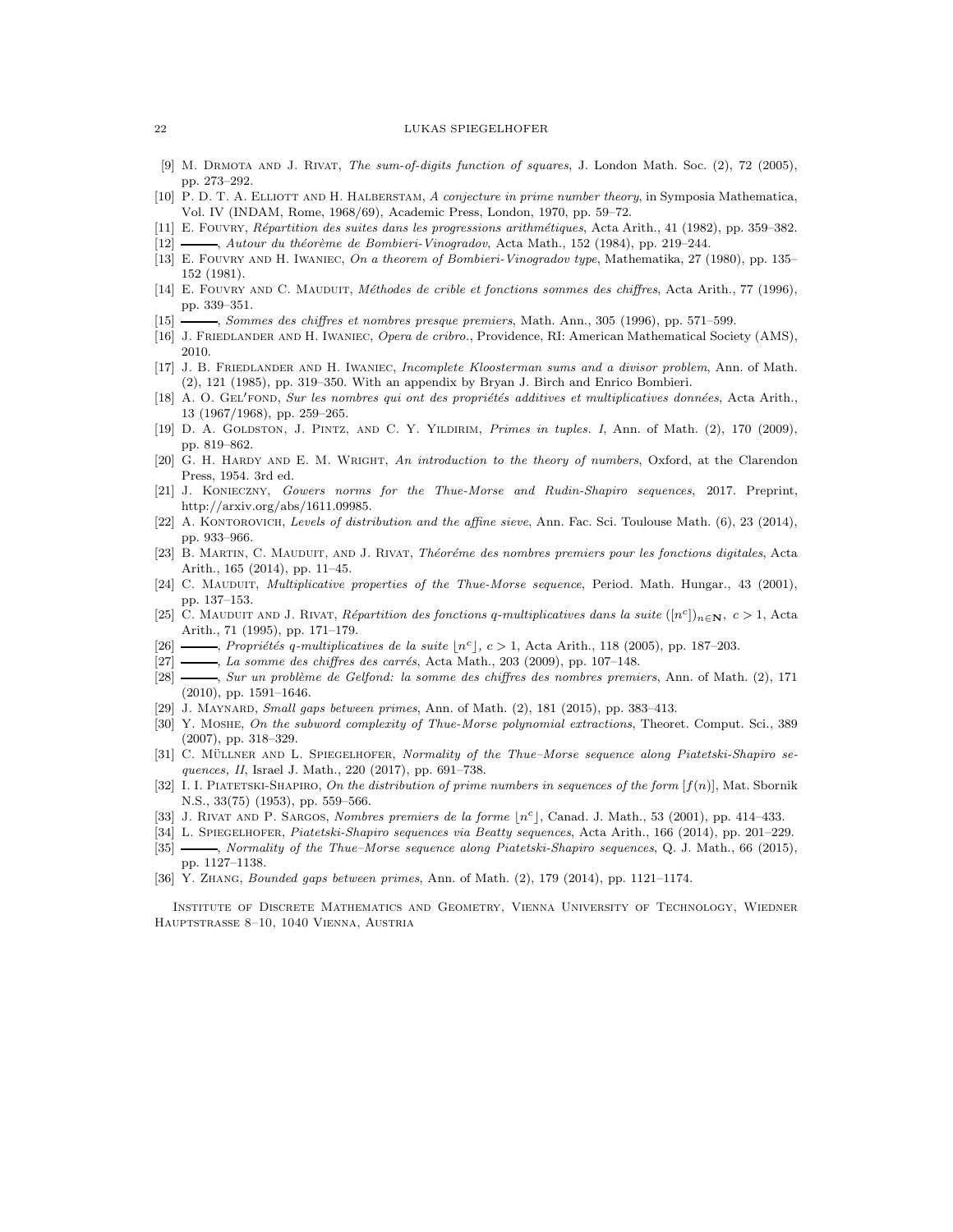[9] M. Drmota and J. Rivat, *The sum-of-digits function of squares*, J. London Math. Soc. (2), 72 (2005), pp. 273–292.

[10] P. D. T. A. Elliott and H. Halberstam, *A conjecture in prime number theory*, in Symposia Mathematica, Vol. IV (INDAM, Rome, 1968/69), Academic Press, London, 1970, pp. 59–72.

[11] E. Fouvry, *Répartition des suites dans les progressions arithmétiques*, Acta Arith., 41 (1982), pp. 359–382.

[12] ———, *Autour du théorème de Bombieri-Vinogradov*, Acta Math., 152 (1984), pp. 219–244.

[13] E. Fouvry and H. Iwaniec, *On a theorem of Bombieri-Vinogradov type*, Mathematika, 27 (1980), pp. 135–152 (1981).

[14] E. Fouvry and C. Mauduit, *Méthodes de crible et fonctions sommes des chiffres*, Acta Arith., 77 (1996), pp. 339–351.

[15] ———, *Sommes des chiffres et nombres presque premiers*, Math. Ann., 305 (1996), pp. 571–599.

[16] J. Friedlander and H. Iwaniec, *Opera de cribro.*, Providence, RI: American Mathematical Society (AMS), 2010.

[17] J. B. Friedlander and H. Iwaniec, *Incomplete Kloosterman sums and a divisor problem*, Ann. of Math. (2), 121 (1985), pp. 319–350. With an appendix by Bryan J. Birch and Enrico Bombieri.

[18] A. O. Gel′fond, *Sur les nombres qui ont des propriétés additives et multiplicatives données*, Acta Arith., 13 (1967/1968), pp. 259–265.

[19] D. A. Goldston, J. Pintz, and C. Y. Yildirim, *Primes in tuples. I*, Ann. of Math. (2), 170 (2009), pp. 819–862.

[20] G. H. Hardy and E. M. Wright, *An introduction to the theory of numbers*, Oxford, at the Clarendon Press, 1954. 3rd ed.

[21] J. Konieczny, *Gowers norms for the Thue-Morse and Rudin-Shapiro sequences*, 2017. Preprint, http://arxiv.org/abs/1611.09985.

[22] A. Kontorovich, *Levels of distribution and the affine sieve*, Ann. Fac. Sci. Toulouse Math. (6), 23 (2014), pp. 933–966.

[23] B. Martin, C. Mauduit, and J. Rivat, *Théoréme des nombres premiers pour les fonctions digitales*, Acta Arith., 165 (2014), pp. 11–45.

[24] C. Mauduit, *Multiplicative properties of the Thue-Morse sequence*, Period. Math. Hungar., 43 (2001), pp. 137–153.

[25] C. Mauduit and J. Rivat, *Répartition des fonctions q-multiplicatives dans la suite* $([n^c])_{n\in\mathbf{N}}$, $c>1$, Acta Arith., 71 (1995), pp. 171–179.

[26] ———, *Propriétés q-multiplicatives de la suite* $\lfloor n^c\rfloor$, $c>1$, Acta Arith., 118 (2005), pp. 187–203.

[27] ———, *La somme des chiffres des carrés*, Acta Math., 203 (2009), pp. 107–148.

[28] ———, *Sur un problème de Gelfond: la somme des chiffres des nombres premiers*, Ann. of Math. (2), 171 (2010), pp. 1591–1646.

[29] J. Maynard, *Small gaps between primes*, Ann. of Math. (2), 181 (2015), pp. 383–413.

[30] Y. Moshe, *On the subword complexity of Thue-Morse polynomial extractions*, Theoret. Comput. Sci., 389 (2007), pp. 318–329.

[31] C. Müllner and L. Spiegelhofer, *Normality of the Thue–Morse sequence along Piatetski-Shapiro sequences, II*, Israel J. Math., 220 (2017), pp. 691–738.

[32] I. I. Piatetski-Shapiro, *On the distribution of prime numbers in sequences of the form* $[f(n)]$, Mat. Sbornik N.S., 33(75) (1953), pp. 559–566.

[33] J. Rivat and P. Sargos, *Nombres premiers de la forme* $\lfloor n^c\rfloor$, Canad. J. Math., 53 (2001), pp. 414–433.

[34] L. Spiegelhofer, *Piatetski-Shapiro sequences via Beatty sequences*, Acta Arith., 166 (2014), pp. 201–229.

[35] ———, *Normality of the Thue–Morse sequence along Piatetski-Shapiro sequences*, Q. J. Math., 66 (2015), pp. 1127–1138.

[36] Y. Zhang, *Bounded gaps between primes*, Ann. of Math. (2), 179 (2014), pp. 1121–1174.

Institute of Discrete Mathematics and Geometry, Vienna University of Technology, Wiedner Hauptstrasse 8–10, 1040 Vienna, Austria